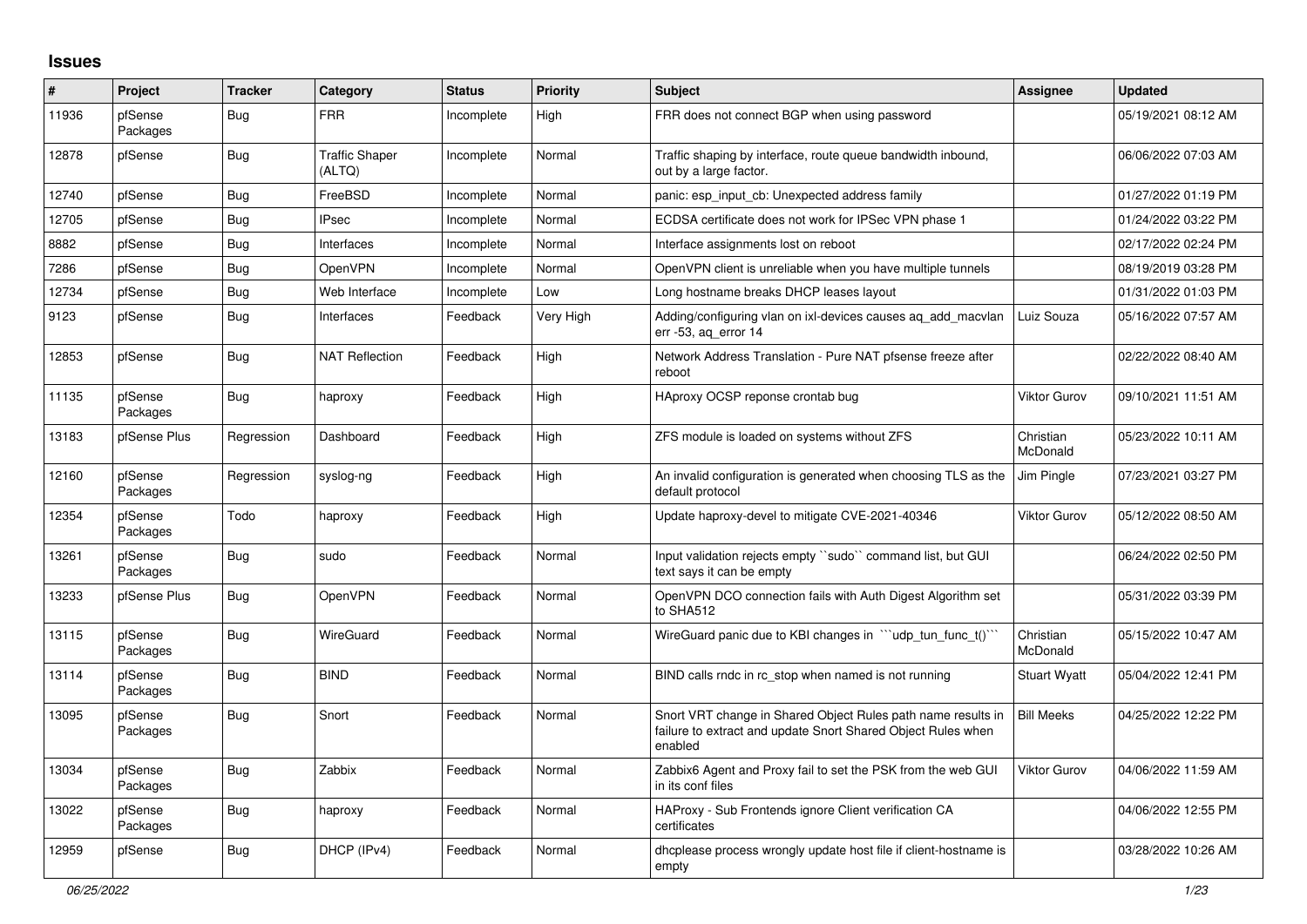# Issues

| # | Project | Tracker | Category | Status | Priority | Subject | Assignee | Updated |
|---|---|---|---|---|---|---|---|---|
| 11936 | pfSense Packages | Bug | FRR | Incomplete | High | FRR does not connect BGP when using password | | 05/19/2021 08:12 AM |
| 12878 | pfSense | Bug | Traffic Shaper (ALTQ) | Incomplete | Normal | Traffic shaping by interface, route queue bandwidth inbound, out by a large factor. | | 06/06/2022 07:03 AM |
| 12740 | pfSense | Bug | FreeBSD | Incomplete | Normal | panic: esp_input_cb: Unexpected address family | | 01/27/2022 01:19 PM |
| 12705 | pfSense | Bug | IPsec | Incomplete | Normal | ECDSA certificate does not work for IPSec VPN phase 1 | | 01/24/2022 03:22 PM |
| 8882 | pfSense | Bug | Interfaces | Incomplete | Normal | Interface assignments lost on reboot | | 02/17/2022 02:24 PM |
| 7286 | pfSense | Bug | OpenVPN | Incomplete | Normal | OpenVPN client is unreliable when you have multiple tunnels | | 08/19/2019 03:28 PM |
| 12734 | pfSense | Bug | Web Interface | Incomplete | Low | Long hostname breaks DHCP leases layout | | 01/31/2022 01:03 PM |
| 9123 | pfSense | Bug | Interfaces | Feedback | Very High | Adding/configuring vlan on ixl-devices causes aq_add_macvlan err -53, aq_error 14 | Luiz Souza | 05/16/2022 07:57 AM |
| 12853 | pfSense | Bug | NAT Reflection | Feedback | High | Network Address Translation - Pure NAT pfsense freeze after reboot | | 02/22/2022 08:40 AM |
| 11135 | pfSense Packages | Bug | haproxy | Feedback | High | HAproxy OCSP reponse crontab bug | Viktor Gurov | 09/10/2021 11:51 AM |
| 13183 | pfSense Plus | Regression | Dashboard | Feedback | High | ZFS module is loaded on systems without ZFS | Christian McDonald | 05/23/2022 10:11 AM |
| 12160 | pfSense Packages | Regression | syslog-ng | Feedback | High | An invalid configuration is generated when choosing TLS as the default protocol | Jim Pingle | 07/23/2021 03:27 PM |
| 12354 | pfSense Packages | Todo | haproxy | Feedback | High | Update haproxy-devel to mitigate CVE-2021-40346 | Viktor Gurov | 05/12/2022 08:50 AM |
| 13261 | pfSense Packages | Bug | sudo | Feedback | Normal | Input validation rejects empty ``sudo`` command list, but GUI text says it can be empty | | 06/24/2022 02:50 PM |
| 13233 | pfSense Plus | Bug | OpenVPN | Feedback | Normal | OpenVPN DCO connection fails with Auth Digest Algorithm set to SHA512 | | 05/31/2022 03:39 PM |
| 13115 | pfSense Packages | Bug | WireGuard | Feedback | Normal | WireGuard panic due to KBI changes in ```udp_tun_func_t()``` | Christian McDonald | 05/15/2022 10:47 AM |
| 13114 | pfSense Packages | Bug | BIND | Feedback | Normal | BIND calls rndc in rc_stop when named is not running | Stuart Wyatt | 05/04/2022 12:41 PM |
| 13095 | pfSense Packages | Bug | Snort | Feedback | Normal | Snort VRT change in Shared Object Rules path name results in failure to extract and update Snort Shared Object Rules when enabled | Bill Meeks | 04/25/2022 12:22 PM |
| 13034 | pfSense Packages | Bug | Zabbix | Feedback | Normal | Zabbix6 Agent and Proxy fail to set the PSK from the web GUI in its conf files | Viktor Gurov | 04/06/2022 11:59 AM |
| 13022 | pfSense Packages | Bug | haproxy | Feedback | Normal | HAProxy - Sub Frontends ignore Client verification CA certificates | | 04/06/2022 12:55 PM |
| 12959 | pfSense | Bug | DHCP (IPv4) | Feedback | Normal | dhcplease process wrongly update host file if client-hostname is empty | | 03/28/2022 10:26 AM |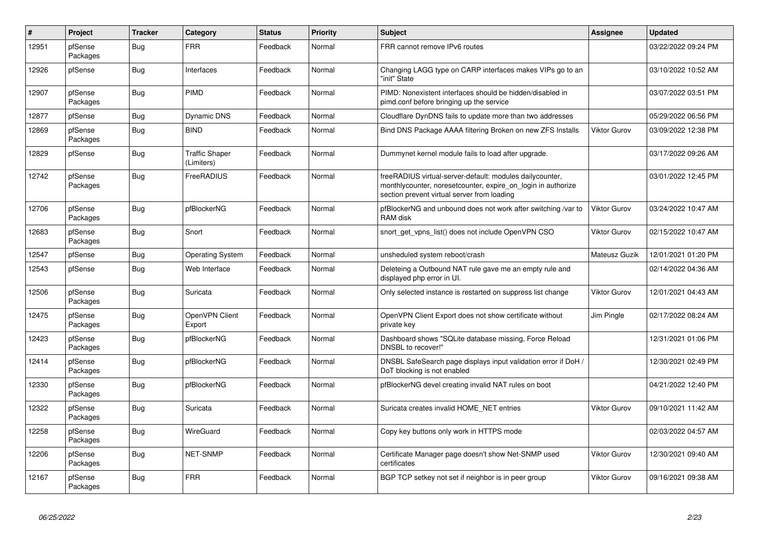| # | Project | Tracker | Category | Status | Priority | Subject | Assignee | Updated |
|---|---|---|---|---|---|---|---|---|
| 12951 | pfSense Packages | Bug | FRR | Feedback | Normal | FRR cannot remove IPv6 routes | | 03/22/2022 09:24 PM |
| 12926 | pfSense | Bug | Interfaces | Feedback | Normal | Changing LAGG type on CARP interfaces makes VIPs go to an "init" State | | 03/10/2022 10:52 AM |
| 12907 | pfSense Packages | Bug | PIMD | Feedback | Normal | PIMD: Nonexistent interfaces should be hidden/disabled in pimd.conf before bringing up the service | | 03/07/2022 03:51 PM |
| 12877 | pfSense | Bug | Dynamic DNS | Feedback | Normal | Cloudflare DynDNS fails to update more than two addresses | | 05/29/2022 06:56 PM |
| 12869 | pfSense Packages | Bug | BIND | Feedback | Normal | Bind DNS Package AAAA filtering Broken on new ZFS Installs | Viktor Gurov | 03/09/2022 12:38 PM |
| 12829 | pfSense | Bug | Traffic Shaper (Limiters) | Feedback | Normal | Dummynet kernel module fails to load after upgrade. | | 03/17/2022 09:26 AM |
| 12742 | pfSense Packages | Bug | FreeRADIUS | Feedback | Normal | freeRADIUS virtual-server-default: modules dailycounter, monthlycounter, noresetcounter, expire_on_login in authorize section prevent virtual server from loading | | 03/01/2022 12:45 PM |
| 12706 | pfSense Packages | Bug | pfBlockerNG | Feedback | Normal | pfBlockerNG and unbound does not work after switching /var to RAM disk | Viktor Gurov | 03/24/2022 10:47 AM |
| 12683 | pfSense Packages | Bug | Snort | Feedback | Normal | snort_get_vpns_list() does not include OpenVPN CSO | Viktor Gurov | 02/15/2022 10:47 AM |
| 12547 | pfSense | Bug | Operating System | Feedback | Normal | unsheduled system reboot/crash | Mateusz Guzik | 12/01/2021 01:20 PM |
| 12543 | pfSense | Bug | Web Interface | Feedback | Normal | Deleteing a Outbound NAT rule gave me an empty rule and displayed php error in UI. | | 02/14/2022 04:36 AM |
| 12506 | pfSense Packages | Bug | Suricata | Feedback | Normal | Only selected instance is restarted on suppress list change | Viktor Gurov | 12/01/2021 04:43 AM |
| 12475 | pfSense Packages | Bug | OpenVPN Client Export | Feedback | Normal | OpenVPN Client Export does not show certificate without private key | Jim Pingle | 02/17/2022 08:24 AM |
| 12423 | pfSense Packages | Bug | pfBlockerNG | Feedback | Normal | Dashboard shows "SQLite database missing, Force Reload DNSBL to recover!" | | 12/31/2021 01:06 PM |
| 12414 | pfSense Packages | Bug | pfBlockerNG | Feedback | Normal | DNSBL SafeSearch page displays input validation error if DoH / DoT blocking is not enabled | | 12/30/2021 02:49 PM |
| 12330 | pfSense Packages | Bug | pfBlockerNG | Feedback | Normal | pfBlockerNG devel creating invalid NAT rules on boot | | 04/21/2022 12:40 PM |
| 12322 | pfSense Packages | Bug | Suricata | Feedback | Normal | Suricata creates invalid HOME_NET entries | Viktor Gurov | 09/10/2021 11:42 AM |
| 12258 | pfSense Packages | Bug | WireGuard | Feedback | Normal | Copy key buttons only work in HTTPS mode | | 02/03/2022 04:57 AM |
| 12206 | pfSense Packages | Bug | NET-SNMP | Feedback | Normal | Certificate Manager page doesn't show Net-SNMP used certificates | Viktor Gurov | 12/30/2021 09:40 AM |
| 12167 | pfSense Packages | Bug | FRR | Feedback | Normal | BGP TCP setkey not set if neighbor is in peer group | Viktor Gurov | 09/16/2021 09:38 AM |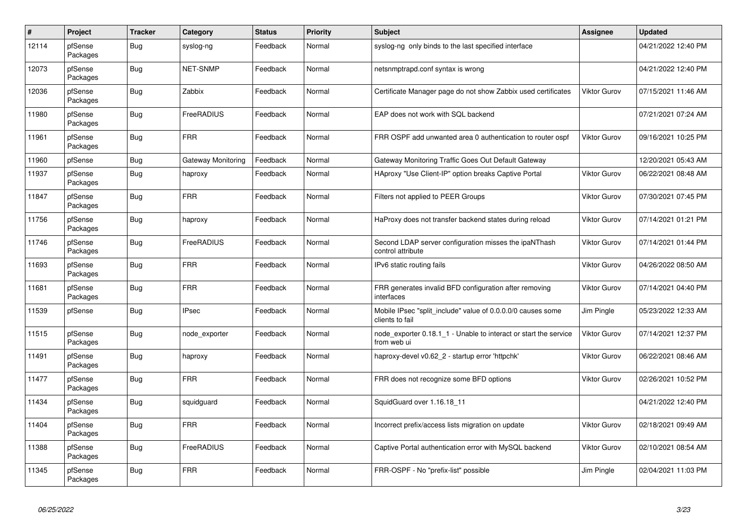| # | Project | Tracker | Category | Status | Priority | Subject | Assignee | Updated |
|---|---|---|---|---|---|---|---|---|
| 12114 | pfSense Packages | Bug | syslog-ng | Feedback | Normal | syslog-ng only binds to the last specified interface | | 04/21/2022 12:40 PM |
| 12073 | pfSense Packages | Bug | NET-SNMP | Feedback | Normal | netsnmptrapd.conf syntax is wrong | | 04/21/2022 12:40 PM |
| 12036 | pfSense Packages | Bug | Zabbix | Feedback | Normal | Certificate Manager page do not show Zabbix used certificates | Viktor Gurov | 07/15/2021 11:46 AM |
| 11980 | pfSense Packages | Bug | FreeRADIUS | Feedback | Normal | EAP does not work with SQL backend | | 07/21/2021 07:24 AM |
| 11961 | pfSense Packages | Bug | FRR | Feedback | Normal | FRR OSPF add unwanted area 0 authentication to router ospf | Viktor Gurov | 09/16/2021 10:25 PM |
| 11960 | pfSense | Bug | Gateway Monitoring | Feedback | Normal | Gateway Monitoring Traffic Goes Out Default Gateway | | 12/20/2021 05:43 AM |
| 11937 | pfSense Packages | Bug | haproxy | Feedback | Normal | HAproxy "Use Client-IP" option breaks Captive Portal | Viktor Gurov | 06/22/2021 08:48 AM |
| 11847 | pfSense Packages | Bug | FRR | Feedback | Normal | Filters not applied to PEER Groups | Viktor Gurov | 07/30/2021 07:45 PM |
| 11756 | pfSense Packages | Bug | haproxy | Feedback | Normal | HaProxy does not transfer backend states during reload | Viktor Gurov | 07/14/2021 01:21 PM |
| 11746 | pfSense Packages | Bug | FreeRADIUS | Feedback | Normal | Second LDAP server configuration misses the ipaNThash control attribute | Viktor Gurov | 07/14/2021 01:44 PM |
| 11693 | pfSense Packages | Bug | FRR | Feedback | Normal | IPv6 static routing fails | Viktor Gurov | 04/26/2022 08:50 AM |
| 11681 | pfSense Packages | Bug | FRR | Feedback | Normal | FRR generates invalid BFD configuration after removing interfaces | Viktor Gurov | 07/14/2021 04:40 PM |
| 11539 | pfSense | Bug | IPsec | Feedback | Normal | Mobile IPsec "split_include" value of 0.0.0.0/0 causes some clients to fail | Jim Pingle | 05/23/2022 12:33 AM |
| 11515 | pfSense Packages | Bug | node_exporter | Feedback | Normal | node_exporter 0.18.1_1 - Unable to interact or start the service from web ui | Viktor Gurov | 07/14/2021 12:37 PM |
| 11491 | pfSense Packages | Bug | haproxy | Feedback | Normal | haproxy-devel v0.62_2 - startup error 'httpchk' | Viktor Gurov | 06/22/2021 08:46 AM |
| 11477 | pfSense Packages | Bug | FRR | Feedback | Normal | FRR does not recognize some BFD options | Viktor Gurov | 02/26/2021 10:52 PM |
| 11434 | pfSense Packages | Bug | squidguard | Feedback | Normal | SquidGuard over 1.16.18_11 | | 04/21/2022 12:40 PM |
| 11404 | pfSense Packages | Bug | FRR | Feedback | Normal | Incorrect prefix/access lists migration on update | Viktor Gurov | 02/18/2021 09:49 AM |
| 11388 | pfSense Packages | Bug | FreeRADIUS | Feedback | Normal | Captive Portal authentication error with MySQL backend | Viktor Gurov | 02/10/2021 08:54 AM |
| 11345 | pfSense Packages | Bug | FRR | Feedback | Normal | FRR-OSPF - No "prefix-list" possible | Jim Pingle | 02/04/2021 11:03 PM |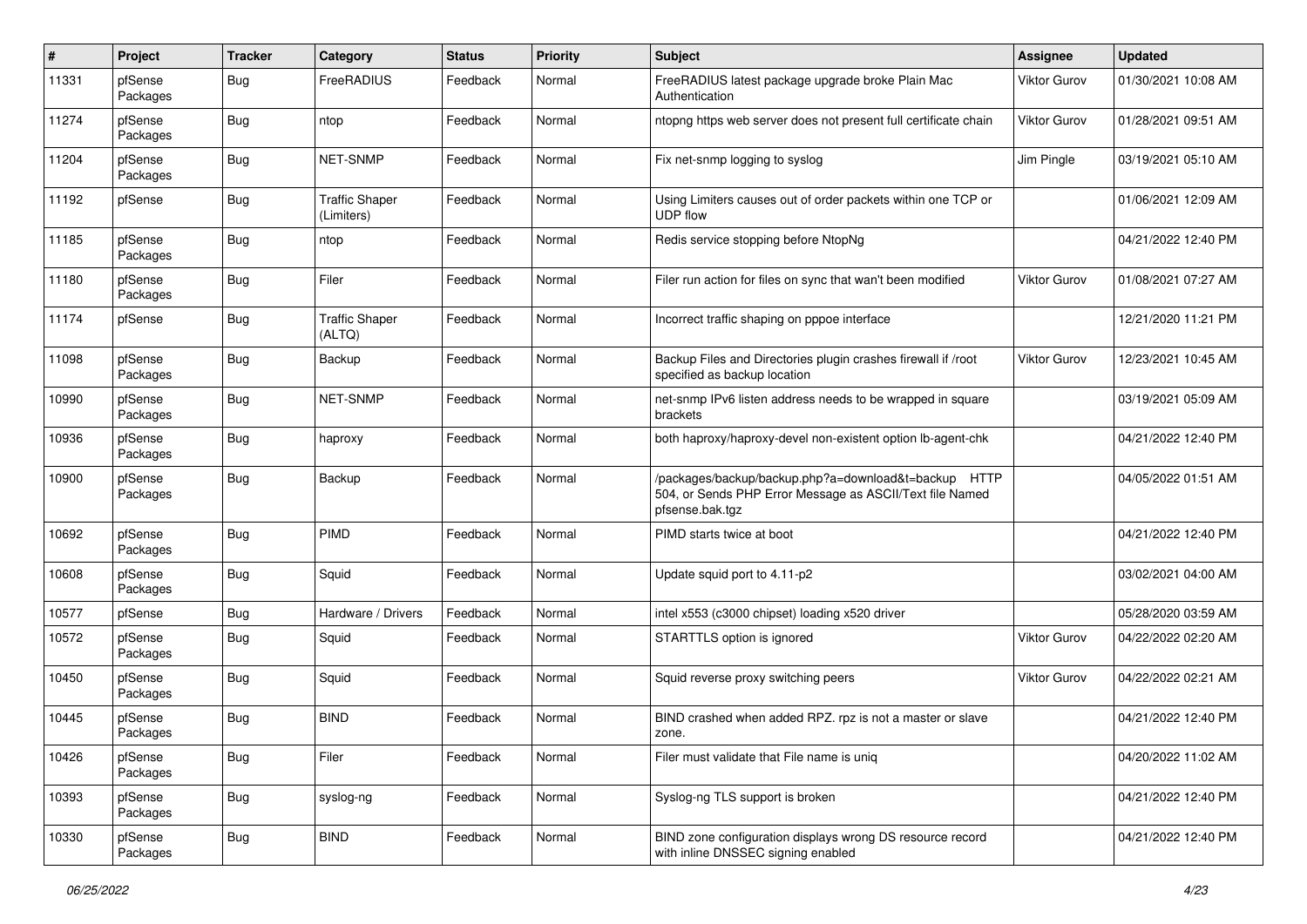| # | Project | Tracker | Category | Status | Priority | Subject | Assignee | Updated |
|---|---|---|---|---|---|---|---|---|
| 11331 | pfSense Packages | Bug | FreeRADIUS | Feedback | Normal | FreeRADIUS latest package upgrade broke Plain Mac Authentication | Viktor Gurov | 01/30/2021 10:08 AM |
| 11274 | pfSense Packages | Bug | ntop | Feedback | Normal | ntopng https web server does not present full certificate chain | Viktor Gurov | 01/28/2021 09:51 AM |
| 11204 | pfSense Packages | Bug | NET-SNMP | Feedback | Normal | Fix net-snmp logging to syslog | Jim Pingle | 03/19/2021 05:10 AM |
| 11192 | pfSense | Bug | Traffic Shaper (Limiters) | Feedback | Normal | Using Limiters causes out of order packets within one TCP or UDP flow | | 01/06/2021 12:09 AM |
| 11185 | pfSense Packages | Bug | ntop | Feedback | Normal | Redis service stopping before NtopNg | | 04/21/2022 12:40 PM |
| 11180 | pfSense Packages | Bug | Filer | Feedback | Normal | Filer run action for files on sync that wan't been modified | Viktor Gurov | 01/08/2021 07:27 AM |
| 11174 | pfSense | Bug | Traffic Shaper (ALTQ) | Feedback | Normal | Incorrect traffic shaping on pppoe interface | | 12/21/2020 11:21 PM |
| 11098 | pfSense Packages | Bug | Backup | Feedback | Normal | Backup Files and Directories plugin crashes firewall if /root specified as backup location | Viktor Gurov | 12/23/2021 10:45 AM |
| 10990 | pfSense Packages | Bug | NET-SNMP | Feedback | Normal | net-snmp IPv6 listen address needs to be wrapped in square brackets | | 03/19/2021 05:09 AM |
| 10936 | pfSense Packages | Bug | haproxy | Feedback | Normal | both haproxy/haproxy-devel non-existent option lb-agent-chk | | 04/21/2022 12:40 PM |
| 10900 | pfSense Packages | Bug | Backup | Feedback | Normal | /packages/backup/backup.php?a=download&t=backup HTTP 504, or Sends PHP Error Message as ASCII/Text file Named pfsense.bak.tgz | | 04/05/2022 01:51 AM |
| 10692 | pfSense Packages | Bug | PIMD | Feedback | Normal | PIMD starts twice at boot | | 04/21/2022 12:40 PM |
| 10608 | pfSense Packages | Bug | Squid | Feedback | Normal | Update squid port to 4.11-p2 | | 03/02/2021 04:00 AM |
| 10577 | pfSense | Bug | Hardware / Drivers | Feedback | Normal | intel x553 (c3000 chipset) loading x520 driver | | 05/28/2020 03:59 AM |
| 10572 | pfSense Packages | Bug | Squid | Feedback | Normal | STARTTLS option is ignored | Viktor Gurov | 04/22/2022 02:20 AM |
| 10450 | pfSense Packages | Bug | Squid | Feedback | Normal | Squid reverse proxy switching peers | Viktor Gurov | 04/22/2022 02:21 AM |
| 10445 | pfSense Packages | Bug | BIND | Feedback | Normal | BIND crashed when added RPZ. rpz is not a master or slave zone. | | 04/21/2022 12:40 PM |
| 10426 | pfSense Packages | Bug | Filer | Feedback | Normal | Filer must validate that File name is uniq | | 04/20/2022 11:02 AM |
| 10393 | pfSense Packages | Bug | syslog-ng | Feedback | Normal | Syslog-ng TLS support is broken | | 04/21/2022 12:40 PM |
| 10330 | pfSense Packages | Bug | BIND | Feedback | Normal | BIND zone configuration displays wrong DS resource record with inline DNSSEC signing enabled | | 04/21/2022 12:40 PM |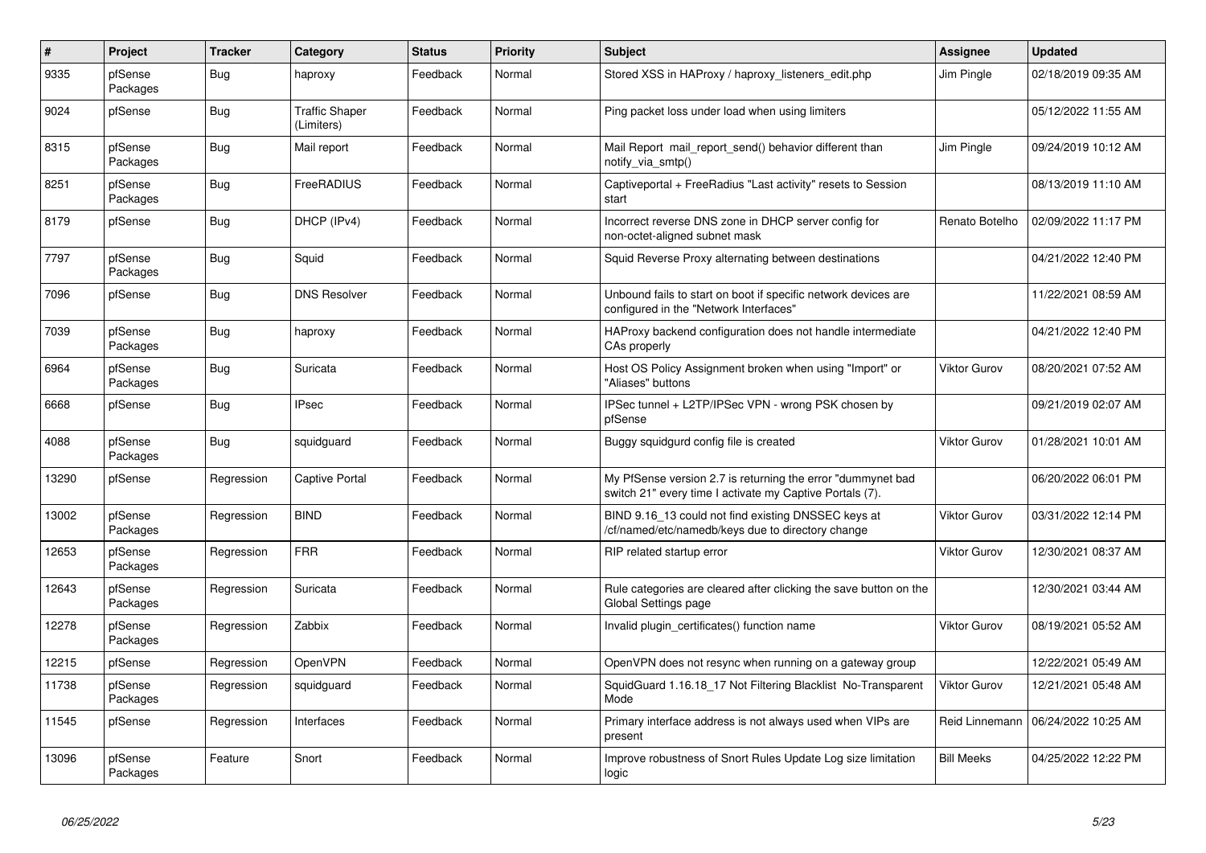| # | Project | Tracker | Category | Status | Priority | Subject | Assignee | Updated |
|---|---|---|---|---|---|---|---|---|
| 9335 | pfSense Packages | Bug | haproxy | Feedback | Normal | Stored XSS in HAProxy / haproxy_listeners_edit.php | Jim Pingle | 02/18/2019 09:35 AM |
| 9024 | pfSense | Bug | Traffic Shaper (Limiters) | Feedback | Normal | Ping packet loss under load when using limiters | | 05/12/2022 11:55 AM |
| 8315 | pfSense Packages | Bug | Mail report | Feedback | Normal | Mail Report mail_report_send() behavior different than notify_via_smtp() | Jim Pingle | 09/24/2019 10:12 AM |
| 8251 | pfSense Packages | Bug | FreeRADIUS | Feedback | Normal | Captiveportal + FreeRadius "Last activity" resets to Session start | | 08/13/2019 11:10 AM |
| 8179 | pfSense | Bug | DHCP (IPv4) | Feedback | Normal | Incorrect reverse DNS zone in DHCP server config for non-octet-aligned subnet mask | Renato Botelho | 02/09/2022 11:17 PM |
| 7797 | pfSense Packages | Bug | Squid | Feedback | Normal | Squid Reverse Proxy alternating between destinations | | 04/21/2022 12:40 PM |
| 7096 | pfSense | Bug | DNS Resolver | Feedback | Normal | Unbound fails to start on boot if specific network devices are configured in the "Network Interfaces" | | 11/22/2021 08:59 AM |
| 7039 | pfSense Packages | Bug | haproxy | Feedback | Normal | HAProxy backend configuration does not handle intermediate CAs properly | | 04/21/2022 12:40 PM |
| 6964 | pfSense Packages | Bug | Suricata | Feedback | Normal | Host OS Policy Assignment broken when using "Import" or "Aliases" buttons | Viktor Gurov | 08/20/2021 07:52 AM |
| 6668 | pfSense | Bug | IPsec | Feedback | Normal | IPSec tunnel + L2TP/IPSec VPN - wrong PSK chosen by pfSense | | 09/21/2019 02:07 AM |
| 4088 | pfSense Packages | Bug | squidguard | Feedback | Normal | Buggy squidgurd config file is created | Viktor Gurov | 01/28/2021 10:01 AM |
| 13290 | pfSense | Regression | Captive Portal | Feedback | Normal | My PfSense version 2.7 is returning the error "dummynet bad switch 21" every time I activate my Captive Portals (7). | | 06/20/2022 06:01 PM |
| 13002 | pfSense Packages | Regression | BIND | Feedback | Normal | BIND 9.16_13 could not find existing DNSSEC keys at /cf/named/etc/namedb/keys due to directory change | Viktor Gurov | 03/31/2022 12:14 PM |
| 12653 | pfSense Packages | Regression | FRR | Feedback | Normal | RIP related startup error | Viktor Gurov | 12/30/2021 08:37 AM |
| 12643 | pfSense Packages | Regression | Suricata | Feedback | Normal | Rule categories are cleared after clicking the save button on the Global Settings page | | 12/30/2021 03:44 AM |
| 12278 | pfSense Packages | Regression | Zabbix | Feedback | Normal | Invalid plugin_certificates() function name | Viktor Gurov | 08/19/2021 05:52 AM |
| 12215 | pfSense | Regression | OpenVPN | Feedback | Normal | OpenVPN does not resync when running on a gateway group | | 12/22/2021 05:49 AM |
| 11738 | pfSense Packages | Regression | squidguard | Feedback | Normal | SquidGuard 1.16.18_17 Not Filtering Blacklist No-Transparent Mode | Viktor Gurov | 12/21/2021 05:48 AM |
| 11545 | pfSense | Regression | Interfaces | Feedback | Normal | Primary interface address is not always used when VIPs are present | Reid Linnemann | 06/24/2022 10:25 AM |
| 13096 | pfSense Packages | Feature | Snort | Feedback | Normal | Improve robustness of Snort Rules Update Log size limitation logic | Bill Meeks | 04/25/2022 12:22 PM |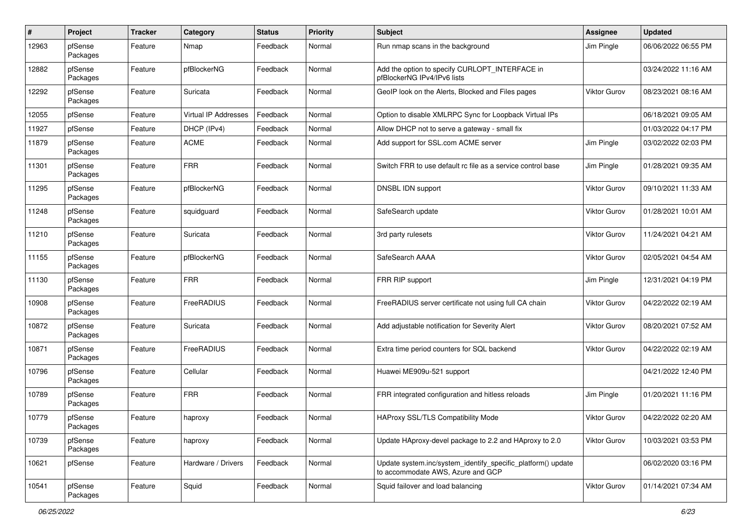| # | Project | Tracker | Category | Status | Priority | Subject | Assignee | Updated |
|---|---|---|---|---|---|---|---|---|
| 12963 | pfSense Packages | Feature | Nmap | Feedback | Normal | Run nmap scans in the background | Jim Pingle | 06/06/2022 06:55 PM |
| 12882 | pfSense Packages | Feature | pfBlockerNG | Feedback | Normal | Add the option to specify CURLOPT_INTERFACE in pfBlockerNG IPv4/IPv6 lists | | 03/24/2022 11:16 AM |
| 12292 | pfSense Packages | Feature | Suricata | Feedback | Normal | GeoIP look on the Alerts, Blocked and Files pages | Viktor Gurov | 08/23/2021 08:16 AM |
| 12055 | pfSense | Feature | Virtual IP Addresses | Feedback | Normal | Option to disable XMLRPC Sync for Loopback Virtual IPs | | 06/18/2021 09:05 AM |
| 11927 | pfSense | Feature | DHCP (IPv4) | Feedback | Normal | Allow DHCP not to serve a gateway - small fix | | 01/03/2022 04:17 PM |
| 11879 | pfSense Packages | Feature | ACME | Feedback | Normal | Add support for SSL.com ACME server | Jim Pingle | 03/02/2022 02:03 PM |
| 11301 | pfSense Packages | Feature | FRR | Feedback | Normal | Switch FRR to use default rc file as a service control base | Jim Pingle | 01/28/2021 09:35 AM |
| 11295 | pfSense Packages | Feature | pfBlockerNG | Feedback | Normal | DNSBL IDN support | Viktor Gurov | 09/10/2021 11:33 AM |
| 11248 | pfSense Packages | Feature | squidguard | Feedback | Normal | SafeSearch update | Viktor Gurov | 01/28/2021 10:01 AM |
| 11210 | pfSense Packages | Feature | Suricata | Feedback | Normal | 3rd party rulesets | Viktor Gurov | 11/24/2021 04:21 AM |
| 11155 | pfSense Packages | Feature | pfBlockerNG | Feedback | Normal | SafeSearch AAAA | Viktor Gurov | 02/05/2021 04:54 AM |
| 11130 | pfSense Packages | Feature | FRR | Feedback | Normal | FRR RIP support | Jim Pingle | 12/31/2021 04:19 PM |
| 10908 | pfSense Packages | Feature | FreeRADIUS | Feedback | Normal | FreeRADIUS server certificate not using full CA chain | Viktor Gurov | 04/22/2022 02:19 AM |
| 10872 | pfSense Packages | Feature | Suricata | Feedback | Normal | Add adjustable notification for Severity Alert | Viktor Gurov | 08/20/2021 07:52 AM |
| 10871 | pfSense Packages | Feature | FreeRADIUS | Feedback | Normal | Extra time period counters for SQL backend | Viktor Gurov | 04/22/2022 02:19 AM |
| 10796 | pfSense Packages | Feature | Cellular | Feedback | Normal | Huawei ME909u-521 support | | 04/21/2022 12:40 PM |
| 10789 | pfSense Packages | Feature | FRR | Feedback | Normal | FRR integrated configuration and hitless reloads | Jim Pingle | 01/20/2021 11:16 PM |
| 10779 | pfSense Packages | Feature | haproxy | Feedback | Normal | HAProxy SSL/TLS Compatibility Mode | Viktor Gurov | 04/22/2022 02:20 AM |
| 10739 | pfSense Packages | Feature | haproxy | Feedback | Normal | Update HAproxy-devel package to 2.2 and HAproxy to 2.0 | Viktor Gurov | 10/03/2021 03:53 PM |
| 10621 | pfSense | Feature | Hardware / Drivers | Feedback | Normal | Update system.inc/system_identify_specific_platform() update to accommodate AWS, Azure and GCP | | 06/02/2020 03:16 PM |
| 10541 | pfSense Packages | Feature | Squid | Feedback | Normal | Squid failover and load balancing | Viktor Gurov | 01/14/2021 07:34 AM |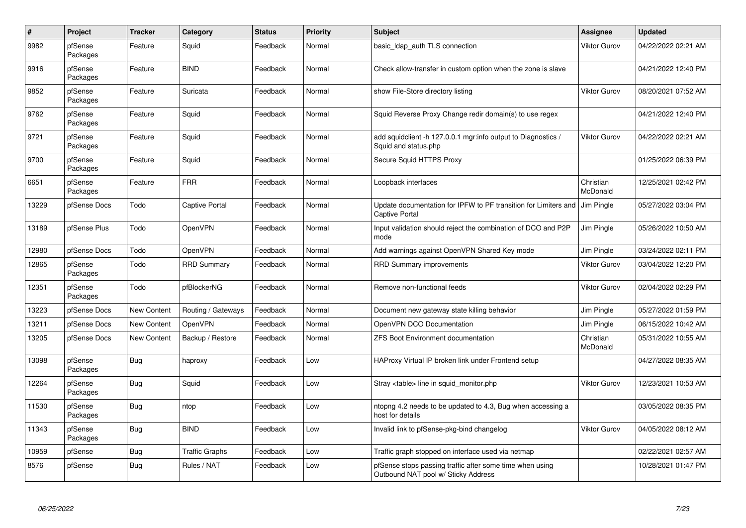| # | Project | Tracker | Category | Status | Priority | Subject | Assignee | Updated |
|---|---|---|---|---|---|---|---|---|
| 9982 | pfSense Packages | Feature | Squid | Feedback | Normal | basic_ldap_auth TLS connection | Viktor Gurov | 04/22/2022 02:21 AM |
| 9916 | pfSense Packages | Feature | BIND | Feedback | Normal | Check allow-transfer in custom option when the zone is slave | | 04/21/2022 12:40 PM |
| 9852 | pfSense Packages | Feature | Suricata | Feedback | Normal | show File-Store directory listing | Viktor Gurov | 08/20/2021 07:52 AM |
| 9762 | pfSense Packages | Feature | Squid | Feedback | Normal | Squid Reverse Proxy Change redir domain(s) to use regex | | 04/21/2022 12:40 PM |
| 9721 | pfSense Packages | Feature | Squid | Feedback | Normal | add squidclient -h 127.0.0.1 mgr:info output to Diagnostics / Squid and status.php | Viktor Gurov | 04/22/2022 02:21 AM |
| 9700 | pfSense Packages | Feature | Squid | Feedback | Normal | Secure Squid HTTPS Proxy | | 01/25/2022 06:39 PM |
| 6651 | pfSense Packages | Feature | FRR | Feedback | Normal | Loopback interfaces | Christian McDonald | 12/25/2021 02:42 PM |
| 13229 | pfSense Docs | Todo | Captive Portal | Feedback | Normal | Update documentation for IPFW to PF transition for Limiters and Captive Portal | Jim Pingle | 05/27/2022 03:04 PM |
| 13189 | pfSense Plus | Todo | OpenVPN | Feedback | Normal | Input validation should reject the combination of DCO and P2P mode | Jim Pingle | 05/26/2022 10:50 AM |
| 12980 | pfSense Docs | Todo | OpenVPN | Feedback | Normal | Add warnings against OpenVPN Shared Key mode | Jim Pingle | 03/24/2022 02:11 PM |
| 12865 | pfSense Packages | Todo | RRD Summary | Feedback | Normal | RRD Summary improvements | Viktor Gurov | 03/04/2022 12:20 PM |
| 12351 | pfSense Packages | Todo | pfBlockerNG | Feedback | Normal | Remove non-functional feeds | Viktor Gurov | 02/04/2022 02:29 PM |
| 13223 | pfSense Docs | New Content | Routing / Gateways | Feedback | Normal | Document new gateway state killing behavior | Jim Pingle | 05/27/2022 01:59 PM |
| 13211 | pfSense Docs | New Content | OpenVPN | Feedback | Normal | OpenVPN DCO Documentation | Jim Pingle | 06/15/2022 10:42 AM |
| 13205 | pfSense Docs | New Content | Backup / Restore | Feedback | Normal | ZFS Boot Environment documentation | Christian McDonald | 05/31/2022 10:55 AM |
| 13098 | pfSense Packages | Bug | haproxy | Feedback | Low | HAProxy Virtual IP broken link under Frontend setup | | 04/27/2022 08:35 AM |
| 12264 | pfSense Packages | Bug | Squid | Feedback | Low | Stray <table> line in squid_monitor.php | Viktor Gurov | 12/23/2021 10:53 AM |
| 11530 | pfSense Packages | Bug | ntop | Feedback | Low | ntopng 4.2 needs to be updated to 4.3, Bug when accessing a host for details | | 03/05/2022 08:35 PM |
| 11343 | pfSense Packages | Bug | BIND | Feedback | Low | Invalid link to pfSense-pkg-bind changelog | Viktor Gurov | 04/05/2022 08:12 AM |
| 10959 | pfSense | Bug | Traffic Graphs | Feedback | Low | Traffic graph stopped on interface used via netmap | | 02/22/2021 02:57 AM |
| 8576 | pfSense | Bug | Rules / NAT | Feedback | Low | pfSense stops passing traffic after some time when using Outbound NAT pool w/ Sticky Address | | 10/28/2021 01:47 PM |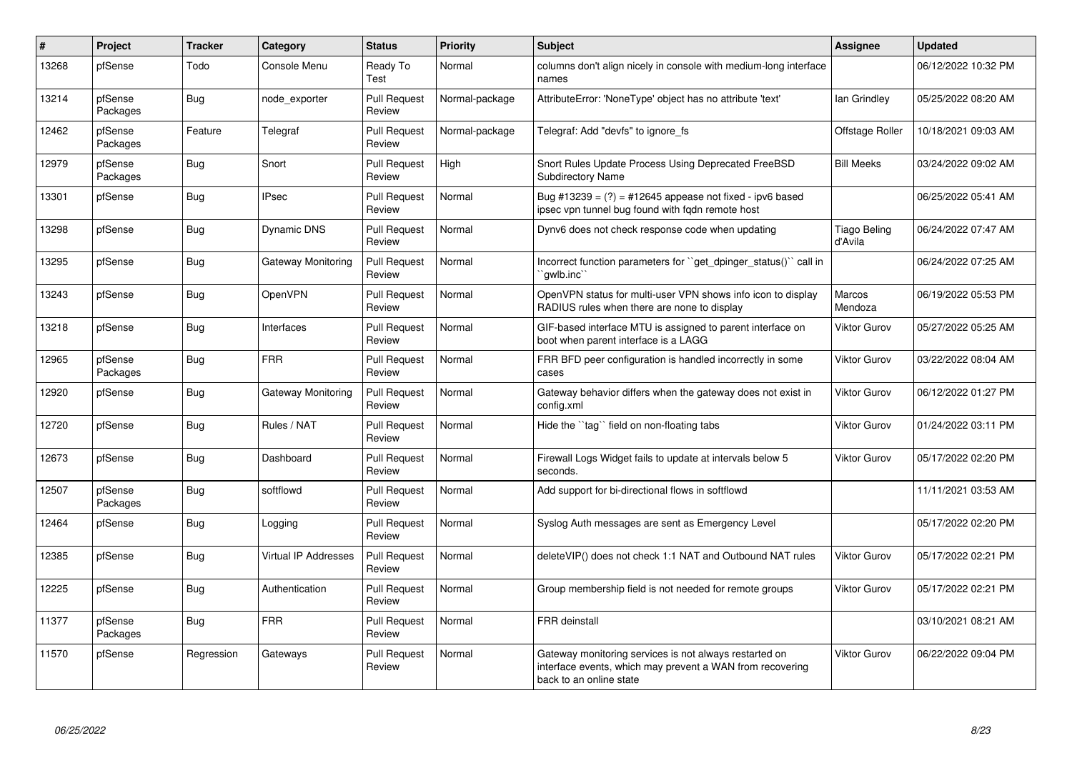| # | Project | Tracker | Category | Status | Priority | Subject | Assignee | Updated |
|---|---|---|---|---|---|---|---|---|
| 13268 | pfSense | Todo | Console Menu | Ready To Test | Normal | columns don't align nicely in console with medium-long interface names | | 06/12/2022 10:32 PM |
| 13214 | pfSense Packages | Bug | node_exporter | Pull Request Review | Normal-package | AttributeError: 'NoneType' object has no attribute 'text' | Ian Grindley | 05/25/2022 08:20 AM |
| 12462 | pfSense Packages | Feature | Telegraf | Pull Request Review | Normal-package | Telegraf: Add "devfs" to ignore_fs | Offstage Roller | 10/18/2021 09:03 AM |
| 12979 | pfSense Packages | Bug | Snort | Pull Request Review | High | Snort Rules Update Process Using Deprecated FreeBSD Subdirectory Name | Bill Meeks | 03/24/2022 09:02 AM |
| 13301 | pfSense | Bug | IPsec | Pull Request Review | Normal | Bug #13239 = (?) = #12645 appease not fixed - ipv6 based ipsec vpn tunnel bug found with fqdn remote host | | 06/25/2022 05:41 AM |
| 13298 | pfSense | Bug | Dynamic DNS | Pull Request Review | Normal | Dynv6 does not check response code when updating | Tiago Beling d'Avila | 06/24/2022 07:47 AM |
| 13295 | pfSense | Bug | Gateway Monitoring | Pull Request Review | Normal | Incorrect function parameters for ``get_dpinger_status()`` call in ``gwlb.inc`` | | 06/24/2022 07:25 AM |
| 13243 | pfSense | Bug | OpenVPN | Pull Request Review | Normal | OpenVPN status for multi-user VPN shows info icon to display RADIUS rules when there are none to display | Marcos Mendoza | 06/19/2022 05:53 PM |
| 13218 | pfSense | Bug | Interfaces | Pull Request Review | Normal | GIF-based interface MTU is assigned to parent interface on boot when parent interface is a LAGG | Viktor Gurov | 05/27/2022 05:25 AM |
| 12965 | pfSense Packages | Bug | FRR | Pull Request Review | Normal | FRR BFD peer configuration is handled incorrectly in some cases | Viktor Gurov | 03/22/2022 08:04 AM |
| 12920 | pfSense | Bug | Gateway Monitoring | Pull Request Review | Normal | Gateway behavior differs when the gateway does not exist in config.xml | Viktor Gurov | 06/12/2022 01:27 PM |
| 12720 | pfSense | Bug | Rules / NAT | Pull Request Review | Normal | Hide the ``tag`` field on non-floating tabs | Viktor Gurov | 01/24/2022 03:11 PM |
| 12673 | pfSense | Bug | Dashboard | Pull Request Review | Normal | Firewall Logs Widget fails to update at intervals below 5 seconds. | Viktor Gurov | 05/17/2022 02:20 PM |
| 12507 | pfSense Packages | Bug | softflowd | Pull Request Review | Normal | Add support for bi-directional flows in softflowd | | 11/11/2021 03:53 AM |
| 12464 | pfSense | Bug | Logging | Pull Request Review | Normal | Syslog Auth messages are sent as Emergency Level | | 05/17/2022 02:20 PM |
| 12385 | pfSense | Bug | Virtual IP Addresses | Pull Request Review | Normal | deleteVIP() does not check 1:1 NAT and Outbound NAT rules | Viktor Gurov | 05/17/2022 02:21 PM |
| 12225 | pfSense | Bug | Authentication | Pull Request Review | Normal | Group membership field is not needed for remote groups | Viktor Gurov | 05/17/2022 02:21 PM |
| 11377 | pfSense Packages | Bug | FRR | Pull Request Review | Normal | FRR deinstall | | 03/10/2021 08:21 AM |
| 11570 | pfSense | Regression | Gateways | Pull Request Review | Normal | Gateway monitoring services is not always restarted on interface events, which may prevent a WAN from recovering back to an online state | Viktor Gurov | 06/22/2022 09:04 PM |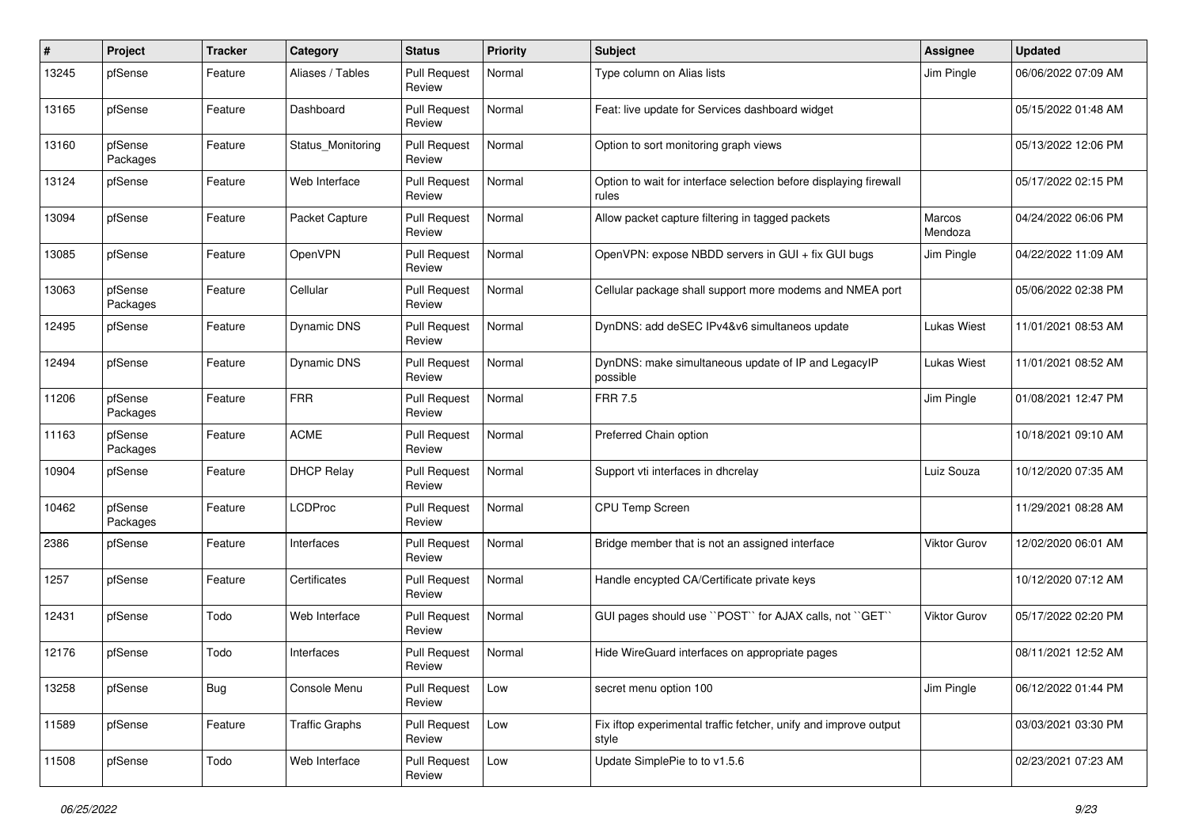| # | Project | Tracker | Category | Status | Priority | Subject | Assignee | Updated |
|---|---|---|---|---|---|---|---|---|
| 13245 | pfSense | Feature | Aliases / Tables | Pull Request Review | Normal | Type column on Alias lists | Jim Pingle | 06/06/2022 07:09 AM |
| 13165 | pfSense | Feature | Dashboard | Pull Request Review | Normal | Feat: live update for Services dashboard widget | | 05/15/2022 01:48 AM |
| 13160 | pfSense Packages | Feature | Status_Monitoring | Pull Request Review | Normal | Option to sort monitoring graph views | | 05/13/2022 12:06 PM |
| 13124 | pfSense | Feature | Web Interface | Pull Request Review | Normal | Option to wait for interface selection before displaying firewall rules | | 05/17/2022 02:15 PM |
| 13094 | pfSense | Feature | Packet Capture | Pull Request Review | Normal | Allow packet capture filtering in tagged packets | Marcos Mendoza | 04/24/2022 06:06 PM |
| 13085 | pfSense | Feature | OpenVPN | Pull Request Review | Normal | OpenVPN: expose NBDD servers in GUI + fix GUI bugs | Jim Pingle | 04/22/2022 11:09 AM |
| 13063 | pfSense Packages | Feature | Cellular | Pull Request Review | Normal | Cellular package shall support more modems and NMEA port | | 05/06/2022 02:38 PM |
| 12495 | pfSense | Feature | Dynamic DNS | Pull Request Review | Normal | DynDNS: add deSEC IPv4&v6 simultaneos update | Lukas Wiest | 11/01/2021 08:53 AM |
| 12494 | pfSense | Feature | Dynamic DNS | Pull Request Review | Normal | DynDNS: make simultaneous update of IP and LegacyIP possible | Lukas Wiest | 11/01/2021 08:52 AM |
| 11206 | pfSense Packages | Feature | FRR | Pull Request Review | Normal | FRR 7.5 | Jim Pingle | 01/08/2021 12:47 PM |
| 11163 | pfSense Packages | Feature | ACME | Pull Request Review | Normal | Preferred Chain option | | 10/18/2021 09:10 AM |
| 10904 | pfSense | Feature | DHCP Relay | Pull Request Review | Normal | Support vti interfaces in dhcrelay | Luiz Souza | 10/12/2020 07:35 AM |
| 10462 | pfSense Packages | Feature | LCDProc | Pull Request Review | Normal | CPU Temp Screen | | 11/29/2021 08:28 AM |
| 2386 | pfSense | Feature | Interfaces | Pull Request Review | Normal | Bridge member that is not an assigned interface | Viktor Gurov | 12/02/2020 06:01 AM |
| 1257 | pfSense | Feature | Certificates | Pull Request Review | Normal | Handle encypted CA/Certificate private keys | | 10/12/2020 07:12 AM |
| 12431 | pfSense | Todo | Web Interface | Pull Request Review | Normal | GUI pages should use ``POST`` for AJAX calls, not ``GET`` | Viktor Gurov | 05/17/2022 02:20 PM |
| 12176 | pfSense | Todo | Interfaces | Pull Request Review | Normal | Hide WireGuard interfaces on appropriate pages | | 08/11/2021 12:52 AM |
| 13258 | pfSense | Bug | Console Menu | Pull Request Review | Low | secret menu option 100 | Jim Pingle | 06/12/2022 01:44 PM |
| 11589 | pfSense | Feature | Traffic Graphs | Pull Request Review | Low | Fix iftop experimental traffic fetcher, unify and improve output style | | 03/03/2021 03:30 PM |
| 11508 | pfSense | Todo | Web Interface | Pull Request Review | Low | Update SimplePie to to v1.5.6 | | 02/23/2021 07:23 AM |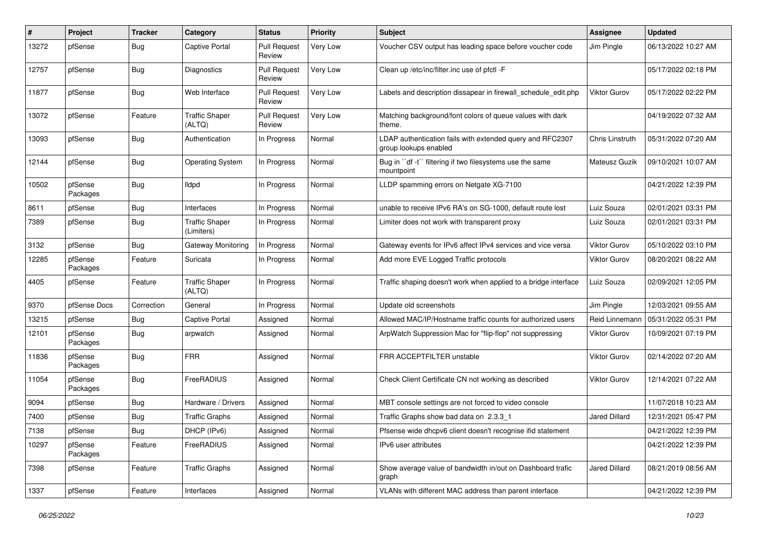| # | Project | Tracker | Category | Status | Priority | Subject | Assignee | Updated |
|---|---|---|---|---|---|---|---|---|
| 13272 | pfSense | Bug | Captive Portal | Pull Request Review | Very Low | Voucher CSV output has leading space before voucher code | Jim Pingle | 06/13/2022 10:27 AM |
| 12757 | pfSense | Bug | Diagnostics | Pull Request Review | Very Low | Clean up /etc/inc/filter.inc use of pfctl -F | | 05/17/2022 02:18 PM |
| 11877 | pfSense | Bug | Web Interface | Pull Request Review | Very Low | Labels and description dissapear in firewall_schedule_edit.php | Viktor Gurov | 05/17/2022 02:22 PM |
| 13072 | pfSense | Feature | Traffic Shaper (ALTQ) | Pull Request Review | Very Low | Matching background/font colors of queue values with dark theme. | | 04/19/2022 07:32 AM |
| 13093 | pfSense | Bug | Authentication | In Progress | Normal | LDAP authentication fails with extended query and RFC2307 group lookups enabled | Chris Linstruth | 05/31/2022 07:20 AM |
| 12144 | pfSense | Bug | Operating System | In Progress | Normal | Bug in ``df -t`` filtering if two filesystems use the same mountpoint | Mateusz Guzik | 09/10/2021 10:07 AM |
| 10502 | pfSense Packages | Bug | lldpd | In Progress | Normal | LLDP spamming errors on Netgate XG-7100 | | 04/21/2022 12:39 PM |
| 8611 | pfSense | Bug | Interfaces | In Progress | Normal | unable to receive IPv6 RA's on SG-1000, default route lost | Luiz Souza | 02/01/2021 03:31 PM |
| 7389 | pfSense | Bug | Traffic Shaper (Limiters) | In Progress | Normal | Limiter does not work with transparent proxy | Luiz Souza | 02/01/2021 03:31 PM |
| 3132 | pfSense | Bug | Gateway Monitoring | In Progress | Normal | Gateway events for IPv6 affect IPv4 services and vice versa | Viktor Gurov | 05/10/2022 03:10 PM |
| 12285 | pfSense Packages | Feature | Suricata | In Progress | Normal | Add more EVE Logged Traffic protocols | Viktor Gurov | 08/20/2021 08:22 AM |
| 4405 | pfSense | Feature | Traffic Shaper (ALTQ) | In Progress | Normal | Traffic shaping doesn't work when applied to a bridge interface | Luiz Souza | 02/09/2021 12:05 PM |
| 9370 | pfSense Docs | Correction | General | In Progress | Normal | Update old screenshots | Jim Pingle | 12/03/2021 09:55 AM |
| 13215 | pfSense | Bug | Captive Portal | Assigned | Normal | Allowed MAC/IP/Hostname traffic counts for authorized users | Reid Linnemann | 05/31/2022 05:31 PM |
| 12101 | pfSense Packages | Bug | arpwatch | Assigned | Normal | ArpWatch Suppression Mac for "flip-flop" not suppressing | Viktor Gurov | 10/09/2021 07:19 PM |
| 11836 | pfSense Packages | Bug | FRR | Assigned | Normal | FRR ACCEPTFILTER unstable | Viktor Gurov | 02/14/2022 07:20 AM |
| 11054 | pfSense Packages | Bug | FreeRADIUS | Assigned | Normal | Check Client Certificate CN not working as described | Viktor Gurov | 12/14/2021 07:22 AM |
| 9094 | pfSense | Bug | Hardware / Drivers | Assigned | Normal | MBT console settings are not forced to video console | | 11/07/2018 10:23 AM |
| 7400 | pfSense | Bug | Traffic Graphs | Assigned | Normal | Traffic Graphs show bad data on 2.3.3_1 | Jared Dillard | 12/31/2021 05:47 PM |
| 7138 | pfSense | Bug | DHCP (IPv6) | Assigned | Normal | Pfsense wide dhcpv6 client doesn't recognise ifid statement | | 04/21/2022 12:39 PM |
| 10297 | pfSense Packages | Feature | FreeRADIUS | Assigned | Normal | IPv6 user attributes | | 04/21/2022 12:39 PM |
| 7398 | pfSense | Feature | Traffic Graphs | Assigned | Normal | Show average value of bandwidth in/out on Dashboard trafic graph | Jared Dillard | 08/21/2019 08:56 AM |
| 1337 | pfSense | Feature | Interfaces | Assigned | Normal | VLANs with different MAC address than parent interface | | 04/21/2022 12:39 PM |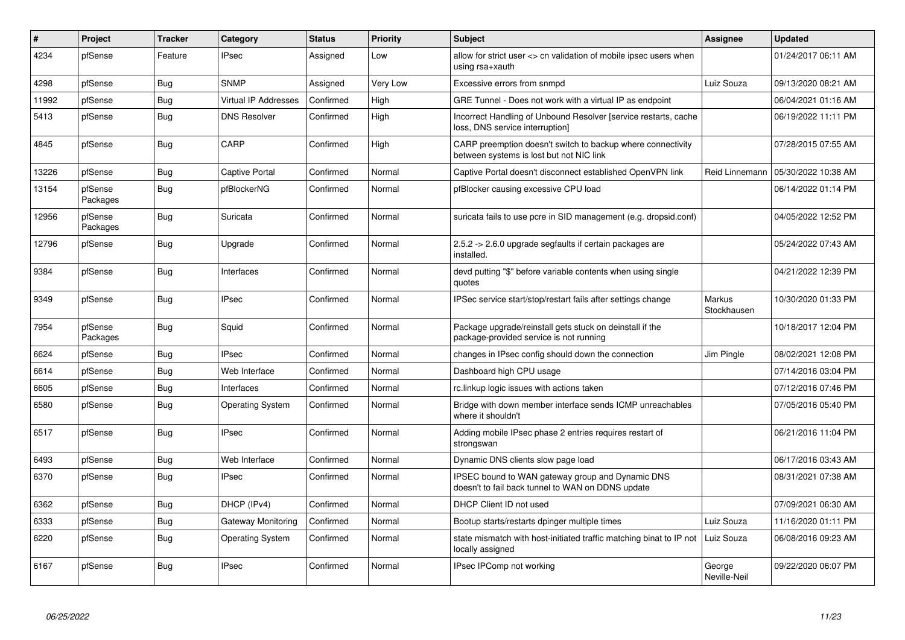| # | Project | Tracker | Category | Status | Priority | Subject | Assignee | Updated |
|---|---|---|---|---|---|---|---|---|
| 4234 | pfSense | Feature | IPsec | Assigned | Low | allow for strict user <> cn validation of mobile ipsec users when using rsa+xauth | | 01/24/2017 06:11 AM |
| 4298 | pfSense | Bug | SNMP | Assigned | Very Low | Excessive errors from snmpd | Luiz Souza | 09/13/2020 08:21 AM |
| 11992 | pfSense | Bug | Virtual IP Addresses | Confirmed | High | GRE Tunnel - Does not work with a virtual IP as endpoint | | 06/04/2021 01:16 AM |
| 5413 | pfSense | Bug | DNS Resolver | Confirmed | High | Incorrect Handling of Unbound Resolver [service restarts, cache loss, DNS service interruption] | | 06/19/2022 11:11 PM |
| 4845 | pfSense | Bug | CARP | Confirmed | High | CARP preemption doesn't switch to backup where connectivity between systems is lost but not NIC link | | 07/28/2015 07:55 AM |
| 13226 | pfSense | Bug | Captive Portal | Confirmed | Normal | Captive Portal doesn't disconnect established OpenVPN link | Reid Linnemann | 05/30/2022 10:38 AM |
| 13154 | pfSense Packages | Bug | pfBlockerNG | Confirmed | Normal | pfBlocker causing excessive CPU load | | 06/14/2022 01:14 PM |
| 12956 | pfSense Packages | Bug | Suricata | Confirmed | Normal | suricata fails to use pcre in SID management (e.g. dropsid.conf) | | 04/05/2022 12:52 PM |
| 12796 | pfSense | Bug | Upgrade | Confirmed | Normal | 2.5.2 -> 2.6.0 upgrade segfaults if certain packages are installed. | | 05/24/2022 07:43 AM |
| 9384 | pfSense | Bug | Interfaces | Confirmed | Normal | devd putting "$" before variable contents when using single quotes | | 04/21/2022 12:39 PM |
| 9349 | pfSense | Bug | IPsec | Confirmed | Normal | IPSec service start/stop/restart fails after settings change | Markus Stockhausen | 10/30/2020 01:33 PM |
| 7954 | pfSense Packages | Bug | Squid | Confirmed | Normal | Package upgrade/reinstall gets stuck on deinstall if the package-provided service is not running | | 10/18/2017 12:04 PM |
| 6624 | pfSense | Bug | IPsec | Confirmed | Normal | changes in IPsec config should down the connection | Jim Pingle | 08/02/2021 12:08 PM |
| 6614 | pfSense | Bug | Web Interface | Confirmed | Normal | Dashboard high CPU usage | | 07/14/2016 03:04 PM |
| 6605 | pfSense | Bug | Interfaces | Confirmed | Normal | rc.linkup logic issues with actions taken | | 07/12/2016 07:46 PM |
| 6580 | pfSense | Bug | Operating System | Confirmed | Normal | Bridge with down member interface sends ICMP unreachables where it shouldn't | | 07/05/2016 05:40 PM |
| 6517 | pfSense | Bug | IPsec | Confirmed | Normal | Adding mobile IPsec phase 2 entries requires restart of strongswan | | 06/21/2016 11:04 PM |
| 6493 | pfSense | Bug | Web Interface | Confirmed | Normal | Dynamic DNS clients slow page load | | 06/17/2016 03:43 AM |
| 6370 | pfSense | Bug | IPsec | Confirmed | Normal | IPSEC bound to WAN gateway group and Dynamic DNS doesn't fail back tunnel to WAN on DDNS update | | 08/31/2021 07:38 AM |
| 6362 | pfSense | Bug | DHCP (IPv4) | Confirmed | Normal | DHCP Client ID not used | | 07/09/2021 06:30 AM |
| 6333 | pfSense | Bug | Gateway Monitoring | Confirmed | Normal | Bootup starts/restarts dpinger multiple times | Luiz Souza | 11/16/2020 01:11 PM |
| 6220 | pfSense | Bug | Operating System | Confirmed | Normal | state mismatch with host-initiated traffic matching binat to IP not locally assigned | Luiz Souza | 06/08/2016 09:23 AM |
| 6167 | pfSense | Bug | IPsec | Confirmed | Normal | IPsec IPComp not working | George Neville-Neil | 09/22/2020 06:07 PM |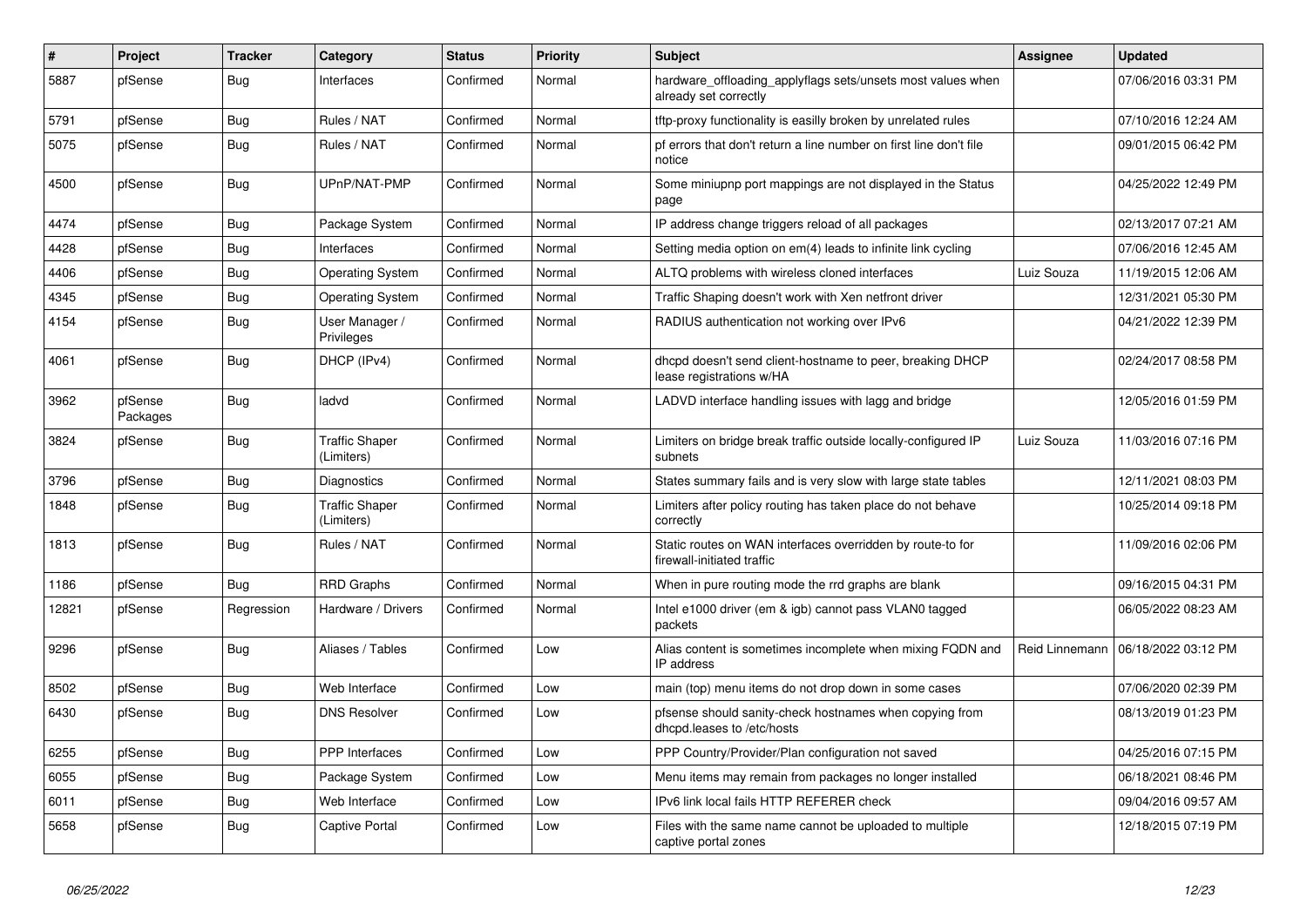| # | Project | Tracker | Category | Status | Priority | Subject | Assignee | Updated |
|---|---|---|---|---|---|---|---|---|
| 5887 | pfSense | Bug | Interfaces | Confirmed | Normal | hardware_offloading_applyflags sets/unsets most values when already set correctly | | 07/06/2016 03:31 PM |
| 5791 | pfSense | Bug | Rules / NAT | Confirmed | Normal | tftp-proxy functionality is easilly broken by unrelated rules | | 07/10/2016 12:24 AM |
| 5075 | pfSense | Bug | Rules / NAT | Confirmed | Normal | pf errors that don't return a line number on first line don't file notice | | 09/01/2015 06:42 PM |
| 4500 | pfSense | Bug | UPnP/NAT-PMP | Confirmed | Normal | Some miniupnp port mappings are not displayed in the Status page | | 04/25/2022 12:49 PM |
| 4474 | pfSense | Bug | Package System | Confirmed | Normal | IP address change triggers reload of all packages | | 02/13/2017 07:21 AM |
| 4428 | pfSense | Bug | Interfaces | Confirmed | Normal | Setting media option on em(4) leads to infinite link cycling | | 07/06/2016 12:45 AM |
| 4406 | pfSense | Bug | Operating System | Confirmed | Normal | ALTQ problems with wireless cloned interfaces | Luiz Souza | 11/19/2015 12:06 AM |
| 4345 | pfSense | Bug | Operating System | Confirmed | Normal | Traffic Shaping doesn't work with Xen netfront driver | | 12/31/2021 05:30 PM |
| 4154 | pfSense | Bug | User Manager / Privileges | Confirmed | Normal | RADIUS authentication not working over IPv6 | | 04/21/2022 12:39 PM |
| 4061 | pfSense | Bug | DHCP (IPv4) | Confirmed | Normal | dhcpd doesn't send client-hostname to peer, breaking DHCP lease registrations w/HA | | 02/24/2017 08:58 PM |
| 3962 | pfSense Packages | Bug | ladvd | Confirmed | Normal | LADVD interface handling issues with lagg and bridge | | 12/05/2016 01:59 PM |
| 3824 | pfSense | Bug | Traffic Shaper (Limiters) | Confirmed | Normal | Limiters on bridge break traffic outside locally-configured IP subnets | Luiz Souza | 11/03/2016 07:16 PM |
| 3796 | pfSense | Bug | Diagnostics | Confirmed | Normal | States summary fails and is very slow with large state tables | | 12/11/2021 08:03 PM |
| 1848 | pfSense | Bug | Traffic Shaper (Limiters) | Confirmed | Normal | Limiters after policy routing has taken place do not behave correctly | | 10/25/2014 09:18 PM |
| 1813 | pfSense | Bug | Rules / NAT | Confirmed | Normal | Static routes on WAN interfaces overridden by route-to for firewall-initiated traffic | | 11/09/2016 02:06 PM |
| 1186 | pfSense | Bug | RRD Graphs | Confirmed | Normal | When in pure routing mode the rrd graphs are blank | | 09/16/2015 04:31 PM |
| 12821 | pfSense | Regression | Hardware / Drivers | Confirmed | Normal | Intel e1000 driver (em & igb) cannot pass VLAN0 tagged packets | | 06/05/2022 08:23 AM |
| 9296 | pfSense | Bug | Aliases / Tables | Confirmed | Low | Alias content is sometimes incomplete when mixing FQDN and IP address | Reid Linnemann | 06/18/2022 03:12 PM |
| 8502 | pfSense | Bug | Web Interface | Confirmed | Low | main (top) menu items do not drop down in some cases | | 07/06/2020 02:39 PM |
| 6430 | pfSense | Bug | DNS Resolver | Confirmed | Low | pfsense should sanity-check hostnames when copying from dhcpd.leases to /etc/hosts | | 08/13/2019 01:23 PM |
| 6255 | pfSense | Bug | PPP Interfaces | Confirmed | Low | PPP Country/Provider/Plan configuration not saved | | 04/25/2016 07:15 PM |
| 6055 | pfSense | Bug | Package System | Confirmed | Low | Menu items may remain from packages no longer installed | | 06/18/2021 08:46 PM |
| 6011 | pfSense | Bug | Web Interface | Confirmed | Low | IPv6 link local fails HTTP REFERER check | | 09/04/2016 09:57 AM |
| 5658 | pfSense | Bug | Captive Portal | Confirmed | Low | Files with the same name cannot be uploaded to multiple captive portal zones | | 12/18/2015 07:19 PM |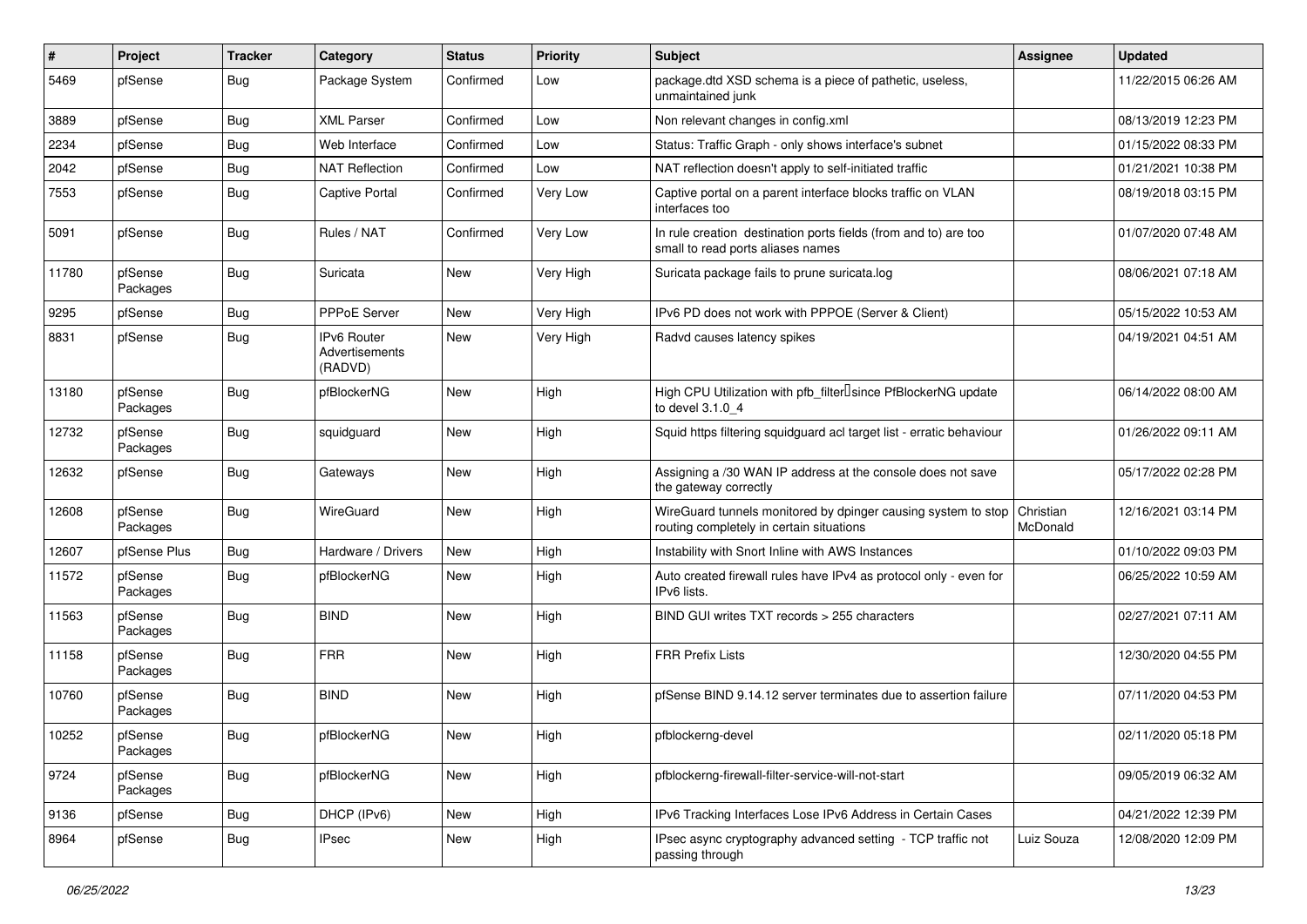| # | Project | Tracker | Category | Status | Priority | Subject | Assignee | Updated |
|---|---|---|---|---|---|---|---|---|
| 5469 | pfSense | Bug | Package System | Confirmed | Low | package.dtd XSD schema is a piece of pathetic, useless, unmaintained junk | | 11/22/2015 06:26 AM |
| 3889 | pfSense | Bug | XML Parser | Confirmed | Low | Non relevant changes in config.xml | | 08/13/2019 12:23 PM |
| 2234 | pfSense | Bug | Web Interface | Confirmed | Low | Status: Traffic Graph - only shows interface's subnet | | 01/15/2022 08:33 PM |
| 2042 | pfSense | Bug | NAT Reflection | Confirmed | Low | NAT reflection doesn't apply to self-initiated traffic | | 01/21/2021 10:38 PM |
| 7553 | pfSense | Bug | Captive Portal | Confirmed | Very Low | Captive portal on a parent interface blocks traffic on VLAN interfaces too | | 08/19/2018 03:15 PM |
| 5091 | pfSense | Bug | Rules / NAT | Confirmed | Very Low | In rule creation destination ports fields (from and to) are too small to read ports aliases names | | 01/07/2020 07:48 AM |
| 11780 | pfSense Packages | Bug | Suricata | New | Very High | Suricata package fails to prune suricata.log | | 08/06/2021 07:18 AM |
| 9295 | pfSense | Bug | PPPoE Server | New | Very High | IPv6 PD does not work with PPPOE (Server & Client) | | 05/15/2022 10:53 AM |
| 8831 | pfSense | Bug | IPv6 Router Advertisements (RADVD) | New | Very High | Radvd causes latency spikes | | 04/19/2021 04:51 AM |
| 13180 | pfSense Packages | Bug | pfBlockerNG | New | High | High CPU Utilization with pfb_filter since PfBlockerNG update to devel 3.1.0_4 | | 06/14/2022 08:00 AM |
| 12732 | pfSense Packages | Bug | squidguard | New | High | Squid https filtering squidguard acl target list - erratic behaviour | | 01/26/2022 09:11 AM |
| 12632 | pfSense | Bug | Gateways | New | High | Assigning a /30 WAN IP address at the console does not save the gateway correctly | | 05/17/2022 02:28 PM |
| 12608 | pfSense Packages | Bug | WireGuard | New | High | WireGuard tunnels monitored by dpinger causing system to stop routing completely in certain situations | Christian McDonald | 12/16/2021 03:14 PM |
| 12607 | pfSense Plus | Bug | Hardware / Drivers | New | High | Instability with Snort Inline with AWS Instances | | 01/10/2022 09:03 PM |
| 11572 | pfSense Packages | Bug | pfBlockerNG | New | High | Auto created firewall rules have IPv4 as protocol only - even for IPv6 lists. | | 06/25/2022 10:59 AM |
| 11563 | pfSense Packages | Bug | BIND | New | High | BIND GUI writes TXT records > 255 characters | | 02/27/2021 07:11 AM |
| 11158 | pfSense Packages | Bug | FRR | New | High | FRR Prefix Lists | | 12/30/2020 04:55 PM |
| 10760 | pfSense Packages | Bug | BIND | New | High | pfSense BIND 9.14.12 server terminates due to assertion failure | | 07/11/2020 04:53 PM |
| 10252 | pfSense Packages | Bug | pfBlockerNG | New | High | pfblockerng-devel | | 02/11/2020 05:18 PM |
| 9724 | pfSense Packages | Bug | pfBlockerNG | New | High | pfblockerng-firewall-filter-service-will-not-start | | 09/05/2019 06:32 AM |
| 9136 | pfSense | Bug | DHCP (IPv6) | New | High | IPv6 Tracking Interfaces Lose IPv6 Address in Certain Cases | | 04/21/2022 12:39 PM |
| 8964 | pfSense | Bug | IPsec | New | High | IPsec async cryptography advanced setting - TCP traffic not passing through | Luiz Souza | 12/08/2020 12:09 PM |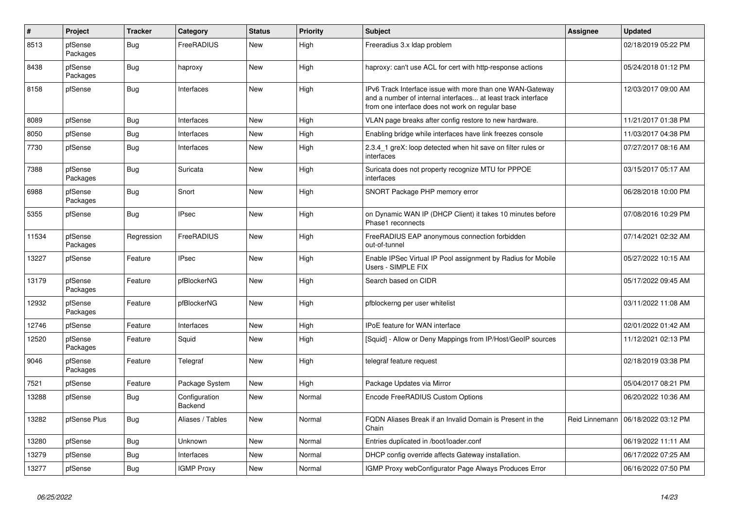| # | Project | Tracker | Category | Status | Priority | Subject | Assignee | Updated |
|---|---|---|---|---|---|---|---|---|
| 8513 | pfSense Packages | Bug | FreeRADIUS | New | High | Freeradius 3.x ldap problem | | 02/18/2019 05:22 PM |
| 8438 | pfSense Packages | Bug | haproxy | New | High | haproxy: can't use ACL for cert with http-response actions | | 05/24/2018 01:12 PM |
| 8158 | pfSense | Bug | Interfaces | New | High | IPv6 Track Interface issue with more than one WAN-Gateway and a number of internal interfaces... at least track interface from one interface does not work on regular base | | 12/03/2017 09:00 AM |
| 8089 | pfSense | Bug | Interfaces | New | High | VLAN page breaks after config restore to new hardware. | | 11/21/2017 01:38 PM |
| 8050 | pfSense | Bug | Interfaces | New | High | Enabling bridge while interfaces have link freezes console | | 11/03/2017 04:38 PM |
| 7730 | pfSense | Bug | Interfaces | New | High | 2.3.4_1 greX: loop detected when hit save on filter rules or interfaces | | 07/27/2017 08:16 AM |
| 7388 | pfSense Packages | Bug | Suricata | New | High | Suricata does not property recognize MTU for PPPOE interfaces | | 03/15/2017 05:17 AM |
| 6988 | pfSense Packages | Bug | Snort | New | High | SNORT Package PHP memory error | | 06/28/2018 10:00 PM |
| 5355 | pfSense | Bug | IPsec | New | High | on Dynamic WAN IP (DHCP Client) it takes 10 minutes before Phase1 reconnects | | 07/08/2016 10:29 PM |
| 11534 | pfSense Packages | Regression | FreeRADIUS | New | High | FreeRADIUS EAP anonymous connection forbidden out-of-tunnel | | 07/14/2021 02:32 AM |
| 13227 | pfSense | Feature | IPsec | New | High | Enable IPSec Virtual IP Pool assignment by Radius for Mobile Users - SIMPLE FIX | | 05/27/2022 10:15 AM |
| 13179 | pfSense Packages | Feature | pfBlockerNG | New | High | Search based on CIDR | | 05/17/2022 09:45 AM |
| 12932 | pfSense Packages | Feature | pfBlockerNG | New | High | pfblockerng per user whitelist | | 03/11/2022 11:08 AM |
| 12746 | pfSense | Feature | Interfaces | New | High | IPoE feature for WAN interface | | 02/01/2022 01:42 AM |
| 12520 | pfSense Packages | Feature | Squid | New | High | [Squid] - Allow or Deny Mappings from IP/Host/GeoIP sources | | 11/12/2021 02:13 PM |
| 9046 | pfSense Packages | Feature | Telegraf | New | High | telegraf feature request | | 02/18/2019 03:38 PM |
| 7521 | pfSense | Feature | Package System | New | High | Package Updates via Mirror | | 05/04/2017 08:21 PM |
| 13288 | pfSense | Bug | Configuration Backend | New | Normal | Encode FreeRADIUS Custom Options | | 06/20/2022 10:36 AM |
| 13282 | pfSense Plus | Bug | Aliases / Tables | New | Normal | FQDN Aliases Break if an Invalid Domain is Present in the Chain | Reid Linnemann | 06/18/2022 03:12 PM |
| 13280 | pfSense | Bug | Unknown | New | Normal | Entries duplicated in /boot/loader.conf | | 06/19/2022 11:11 AM |
| 13279 | pfSense | Bug | Interfaces | New | Normal | DHCP config override affects Gateway installation. | | 06/17/2022 07:25 AM |
| 13277 | pfSense | Bug | IGMP Proxy | New | Normal | IGMP Proxy webConfigurator Page Always Produces Error | | 06/16/2022 07:50 PM |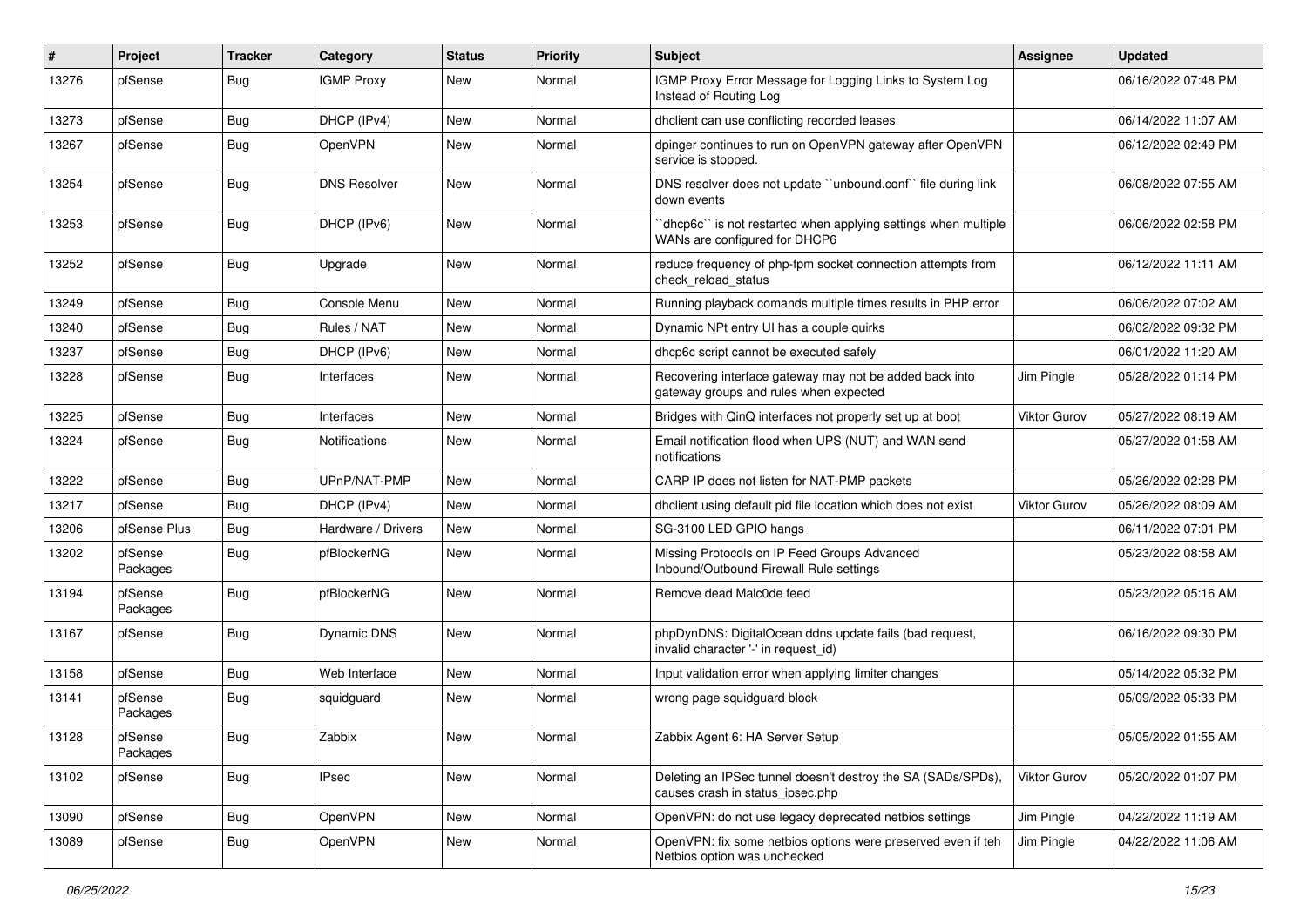| # | Project | Tracker | Category | Status | Priority | Subject | Assignee | Updated |
|---|---|---|---|---|---|---|---|---|
| 13276 | pfSense | Bug | IGMP Proxy | New | Normal | IGMP Proxy Error Message for Logging Links to System Log Instead of Routing Log | | 06/16/2022 07:48 PM |
| 13273 | pfSense | Bug | DHCP (IPv4) | New | Normal | dhclient can use conflicting recorded leases | | 06/14/2022 11:07 AM |
| 13267 | pfSense | Bug | OpenVPN | New | Normal | dpinger continues to run on OpenVPN gateway after OpenVPN service is stopped. | | 06/12/2022 02:49 PM |
| 13254 | pfSense | Bug | DNS Resolver | New | Normal | DNS resolver does not update ``unbound.conf`` file during link down events | | 06/08/2022 07:55 AM |
| 13253 | pfSense | Bug | DHCP (IPv6) | New | Normal | ``dhcp6c`` is not restarted when applying settings when multiple WANs are configured for DHCP6 | | 06/06/2022 02:58 PM |
| 13252 | pfSense | Bug | Upgrade | New | Normal | reduce frequency of php-fpm socket connection attempts from check_reload_status | | 06/12/2022 11:11 AM |
| 13249 | pfSense | Bug | Console Menu | New | Normal | Running playback comands multiple times results in PHP error | | 06/06/2022 07:02 AM |
| 13240 | pfSense | Bug | Rules / NAT | New | Normal | Dynamic NPt entry UI has a couple quirks | | 06/02/2022 09:32 PM |
| 13237 | pfSense | Bug | DHCP (IPv6) | New | Normal | dhcp6c script cannot be executed safely | | 06/01/2022 11:20 AM |
| 13228 | pfSense | Bug | Interfaces | New | Normal | Recovering interface gateway may not be added back into gateway groups and rules when expected | Jim Pingle | 05/28/2022 01:14 PM |
| 13225 | pfSense | Bug | Interfaces | New | Normal | Bridges with QinQ interfaces not properly set up at boot | Viktor Gurov | 05/27/2022 08:19 AM |
| 13224 | pfSense | Bug | Notifications | New | Normal | Email notification flood when UPS (NUT) and WAN send notifications | | 05/27/2022 01:58 AM |
| 13222 | pfSense | Bug | UPnP/NAT-PMP | New | Normal | CARP IP does not listen for NAT-PMP packets | | 05/26/2022 02:28 PM |
| 13217 | pfSense | Bug | DHCP (IPv4) | New | Normal | dhclient using default pid file location which does not exist | Viktor Gurov | 05/26/2022 08:09 AM |
| 13206 | pfSense Plus | Bug | Hardware / Drivers | New | Normal | SG-3100 LED GPIO hangs | | 06/11/2022 07:01 PM |
| 13202 | pfSense Packages | Bug | pfBlockerNG | New | Normal | Missing Protocols on IP Feed Groups Advanced Inbound/Outbound Firewall Rule settings | | 05/23/2022 08:58 AM |
| 13194 | pfSense Packages | Bug | pfBlockerNG | New | Normal | Remove dead Malc0de feed | | 05/23/2022 05:16 AM |
| 13167 | pfSense | Bug | Dynamic DNS | New | Normal | phpDynDNS: DigitalOcean ddns update fails (bad request, invalid character '-' in request_id) | | 06/16/2022 09:30 PM |
| 13158 | pfSense | Bug | Web Interface | New | Normal | Input validation error when applying limiter changes | | 05/14/2022 05:32 PM |
| 13141 | pfSense Packages | Bug | squidguard | New | Normal | wrong page squidguard block | | 05/09/2022 05:33 PM |
| 13128 | pfSense Packages | Bug | Zabbix | New | Normal | Zabbix Agent 6: HA Server Setup | | 05/05/2022 01:55 AM |
| 13102 | pfSense | Bug | IPsec | New | Normal | Deleting an IPSec tunnel doesn't destroy the SA (SADs/SPDs), causes crash in status_ipsec.php | Viktor Gurov | 05/20/2022 01:07 PM |
| 13090 | pfSense | Bug | OpenVPN | New | Normal | OpenVPN: do not use legacy deprecated netbios settings | Jim Pingle | 04/22/2022 11:19 AM |
| 13089 | pfSense | Bug | OpenVPN | New | Normal | OpenVPN: fix some netbios options were preserved even if teh Netbios option was unchecked | Jim Pingle | 04/22/2022 11:06 AM |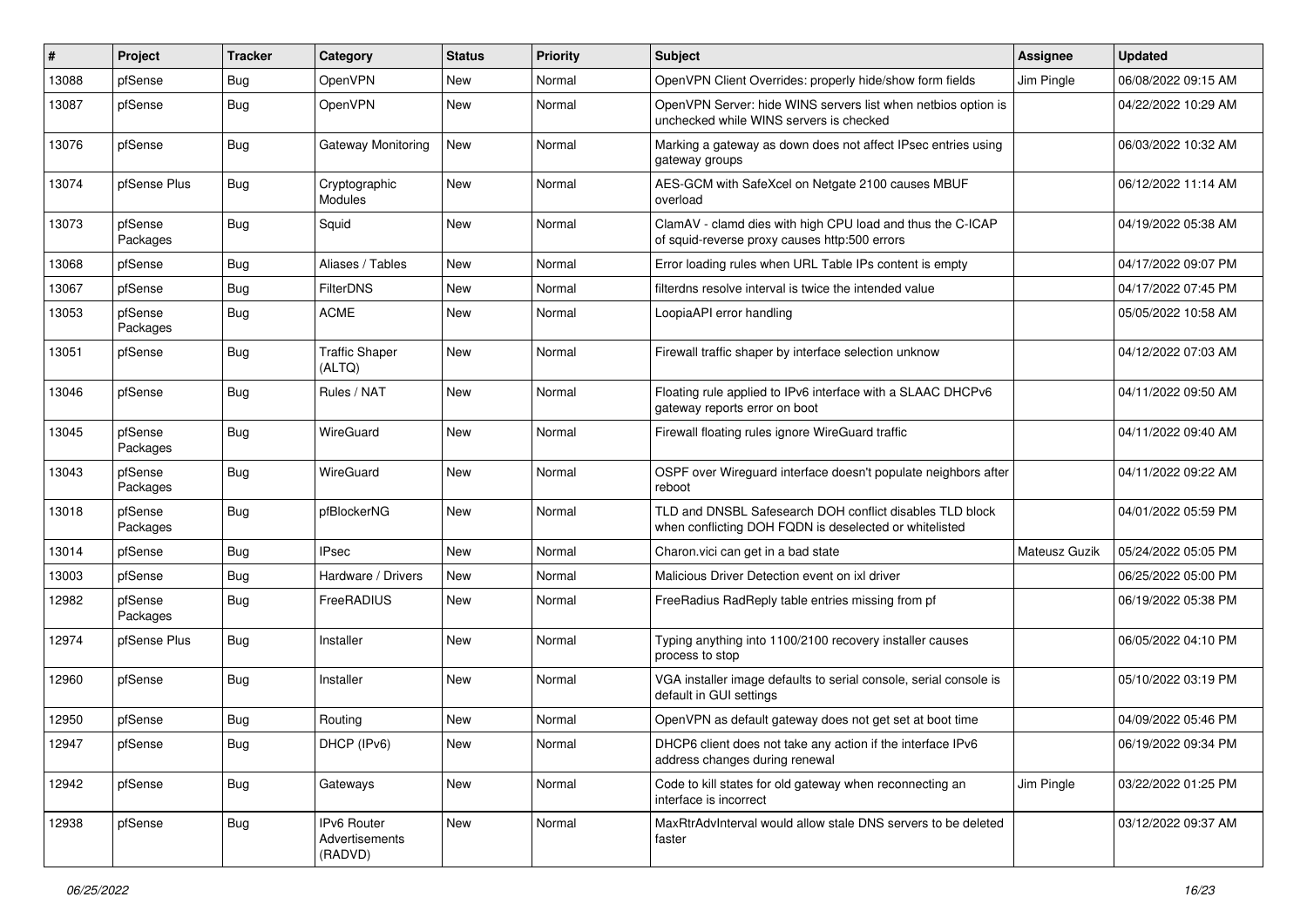| # | Project | Tracker | Category | Status | Priority | Subject | Assignee | Updated |
|---|---|---|---|---|---|---|---|---|
| 13088 | pfSense | Bug | OpenVPN | New | Normal | OpenVPN Client Overrides: properly hide/show form fields | Jim Pingle | 06/08/2022 09:15 AM |
| 13087 | pfSense | Bug | OpenVPN | New | Normal | OpenVPN Server: hide WINS servers list when netbios option is unchecked while WINS servers is checked | | 04/22/2022 10:29 AM |
| 13076 | pfSense | Bug | Gateway Monitoring | New | Normal | Marking a gateway as down does not affect IPsec entries using gateway groups | | 06/03/2022 10:32 AM |
| 13074 | pfSense Plus | Bug | Cryptographic Modules | New | Normal | AES-GCM with SafeXcel on Netgate 2100 causes MBUF overload | | 06/12/2022 11:14 AM |
| 13073 | pfSense Packages | Bug | Squid | New | Normal | ClamAV - clamd dies with high CPU load and thus the C-ICAP of squid-reverse proxy causes http:500 errors | | 04/19/2022 05:38 AM |
| 13068 | pfSense | Bug | Aliases / Tables | New | Normal | Error loading rules when URL Table IPs content is empty | | 04/17/2022 09:07 PM |
| 13067 | pfSense | Bug | FilterDNS | New | Normal | filterdns resolve interval is twice the intended value | | 04/17/2022 07:45 PM |
| 13053 | pfSense Packages | Bug | ACME | New | Normal | LoopiaAPI error handling | | 05/05/2022 10:58 AM |
| 13051 | pfSense | Bug | Traffic Shaper (ALTQ) | New | Normal | Firewall traffic shaper by interface selection unknow | | 04/12/2022 07:03 AM |
| 13046 | pfSense | Bug | Rules / NAT | New | Normal | Floating rule applied to IPv6 interface with a SLAAC DHCPv6 gateway reports error on boot | | 04/11/2022 09:50 AM |
| 13045 | pfSense Packages | Bug | WireGuard | New | Normal | Firewall floating rules ignore WireGuard traffic | | 04/11/2022 09:40 AM |
| 13043 | pfSense Packages | Bug | WireGuard | New | Normal | OSPF over Wireguard interface doesn't populate neighbors after reboot | | 04/11/2022 09:22 AM |
| 13018 | pfSense Packages | Bug | pfBlockerNG | New | Normal | TLD and DNSBL Safesearch DOH conflict disables TLD block when conflicting DOH FQDN is deselected or whitelisted | | 04/01/2022 05:59 PM |
| 13014 | pfSense | Bug | IPsec | New | Normal | Charon.vici can get in a bad state | Mateusz Guzik | 05/24/2022 05:05 PM |
| 13003 | pfSense | Bug | Hardware / Drivers | New | Normal | Malicious Driver Detection event on ixl driver | | 06/25/2022 05:00 PM |
| 12982 | pfSense Packages | Bug | FreeRADIUS | New | Normal | FreeRadius RadReply table entries missing from pf | | 06/19/2022 05:38 PM |
| 12974 | pfSense Plus | Bug | Installer | New | Normal | Typing anything into 1100/2100 recovery installer causes process to stop | | 06/05/2022 04:10 PM |
| 12960 | pfSense | Bug | Installer | New | Normal | VGA installer image defaults to serial console, serial console is default in GUI settings | | 05/10/2022 03:19 PM |
| 12950 | pfSense | Bug | Routing | New | Normal | OpenVPN as default gateway does not get set at boot time | | 04/09/2022 05:46 PM |
| 12947 | pfSense | Bug | DHCP (IPv6) | New | Normal | DHCP6 client does not take any action if the interface IPv6 address changes during renewal | | 06/19/2022 09:34 PM |
| 12942 | pfSense | Bug | Gateways | New | Normal | Code to kill states for old gateway when reconnecting an interface is incorrect | Jim Pingle | 03/22/2022 01:25 PM |
| 12938 | pfSense | Bug | IPv6 Router Advertisements (RADVD) | New | Normal | MaxRtrAdvInterval would allow stale DNS servers to be deleted faster | | 03/12/2022 09:37 AM |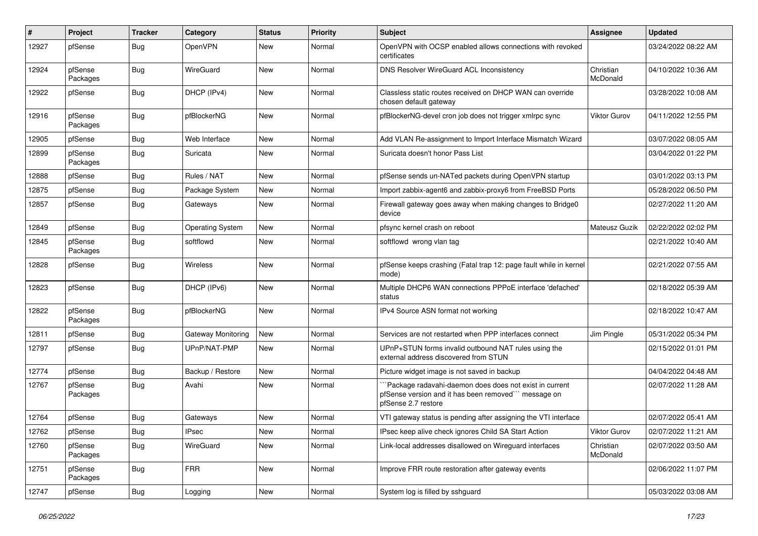| # | Project | Tracker | Category | Status | Priority | Subject | Assignee | Updated |
|---|---|---|---|---|---|---|---|---|
| 12927 | pfSense | Bug | OpenVPN | New | Normal | OpenVPN with OCSP enabled allows connections with revoked certificates | | 03/24/2022 08:22 AM |
| 12924 | pfSense Packages | Bug | WireGuard | New | Normal | DNS Resolver WireGuard ACL Inconsistency | Christian McDonald | 04/10/2022 10:36 AM |
| 12922 | pfSense | Bug | DHCP (IPv4) | New | Normal | Classless static routes received on DHCP WAN can override chosen default gateway | | 03/28/2022 10:08 AM |
| 12916 | pfSense Packages | Bug | pfBlockerNG | New | Normal | pfBlockerNG-devel cron job does not trigger xmlrpc sync | Viktor Gurov | 04/11/2022 12:55 PM |
| 12905 | pfSense | Bug | Web Interface | New | Normal | Add VLAN Re-assignment to Import Interface Mismatch Wizard | | 03/07/2022 08:05 AM |
| 12899 | pfSense Packages | Bug | Suricata | New | Normal | Suricata doesn't honor Pass List | | 03/04/2022 01:22 PM |
| 12888 | pfSense | Bug | Rules / NAT | New | Normal | pfSense sends un-NATed packets during OpenVPN startup | | 03/01/2022 03:13 PM |
| 12875 | pfSense | Bug | Package System | New | Normal | Import zabbix-agent6 and zabbix-proxy6 from FreeBSD Ports | | 05/28/2022 06:50 PM |
| 12857 | pfSense | Bug | Gateways | New | Normal | Firewall gateway goes away when making changes to Bridge0 device | | 02/27/2022 11:20 AM |
| 12849 | pfSense | Bug | Operating System | New | Normal | pfsync kernel crash on reboot | Mateusz Guzik | 02/22/2022 02:02 PM |
| 12845 | pfSense Packages | Bug | softflowd | New | Normal | softflowd wrong vlan tag | | 02/21/2022 10:40 AM |
| 12828 | pfSense | Bug | Wireless | New | Normal | pfSense keeps crashing (Fatal trap 12: page fault while in kernel mode) | | 02/21/2022 07:55 AM |
| 12823 | pfSense | Bug | DHCP (IPv6) | New | Normal | Multiple DHCP6 WAN connections PPPoE interface 'defached' status | | 02/18/2022 05:39 AM |
| 12822 | pfSense Packages | Bug | pfBlockerNG | New | Normal | IPv4 Source ASN format not working | | 02/18/2022 10:47 AM |
| 12811 | pfSense | Bug | Gateway Monitoring | New | Normal | Services are not restarted when PPP interfaces connect | Jim Pingle | 05/31/2022 05:34 PM |
| 12797 | pfSense | Bug | UPnP/NAT-PMP | New | Normal | UPnP+STUN forms invalid outbound NAT rules using the external address discovered from STUN | | 02/15/2022 01:01 PM |
| 12774 | pfSense | Bug | Backup / Restore | New | Normal | Picture widget image is not saved in backup | | 04/04/2022 04:48 AM |
| 12767 | pfSense Packages | Bug | Avahi | New | Normal | ```Package radavahi-daemon does does not exist in current pfSense version and it has been removed``` message on pfSense 2.7 restore | | 02/07/2022 11:28 AM |
| 12764 | pfSense | Bug | Gateways | New | Normal | VTI gateway status is pending after assigning the VTI interface | | 02/07/2022 05:41 AM |
| 12762 | pfSense | Bug | IPsec | New | Normal | IPsec keep alive check ignores Child SA Start Action | Viktor Gurov | 02/07/2022 11:21 AM |
| 12760 | pfSense Packages | Bug | WireGuard | New | Normal | Link-local addresses disallowed on Wireguard interfaces | Christian McDonald | 02/07/2022 03:50 AM |
| 12751 | pfSense Packages | Bug | FRR | New | Normal | Improve FRR route restoration after gateway events | | 02/06/2022 11:07 PM |
| 12747 | pfSense | Bug | Logging | New | Normal | System log is filled by sshguard | | 05/03/2022 03:08 AM |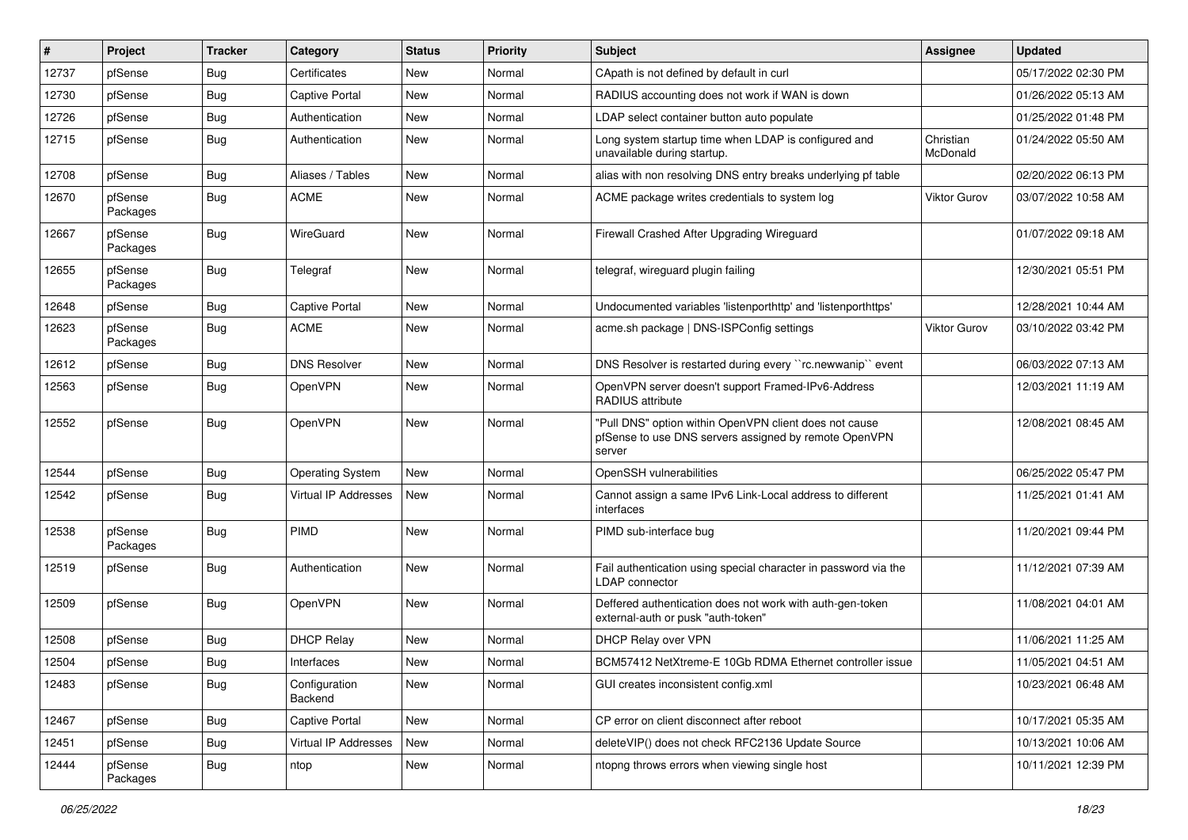| # | Project | Tracker | Category | Status | Priority | Subject | Assignee | Updated |
|---|---|---|---|---|---|---|---|---|
| 12737 | pfSense | Bug | Certificates | New | Normal | CApath is not defined by default in curl | | 05/17/2022 02:30 PM |
| 12730 | pfSense | Bug | Captive Portal | New | Normal | RADIUS accounting does not work if WAN is down | | 01/26/2022 05:13 AM |
| 12726 | pfSense | Bug | Authentication | New | Normal | LDAP select container button auto populate | | 01/25/2022 01:48 PM |
| 12715 | pfSense | Bug | Authentication | New | Normal | Long system startup time when LDAP is configured and unavailable during startup. | Christian McDonald | 01/24/2022 05:50 AM |
| 12708 | pfSense | Bug | Aliases / Tables | New | Normal | alias with non resolving DNS entry breaks underlying pf table | | 02/20/2022 06:13 PM |
| 12670 | pfSense Packages | Bug | ACME | New | Normal | ACME package writes credentials to system log | Viktor Gurov | 03/07/2022 10:58 AM |
| 12667 | pfSense Packages | Bug | WireGuard | New | Normal | Firewall Crashed After Upgrading Wireguard | | 01/07/2022 09:18 AM |
| 12655 | pfSense Packages | Bug | Telegraf | New | Normal | telegraf, wireguard plugin failing | | 12/30/2021 05:51 PM |
| 12648 | pfSense | Bug | Captive Portal | New | Normal | Undocumented variables 'listenporthttp' and 'listenporthttps' | | 12/28/2021 10:44 AM |
| 12623 | pfSense Packages | Bug | ACME | New | Normal | acme.sh package \| DNS-ISPConfig settings | Viktor Gurov | 03/10/2022 03:42 PM |
| 12612 | pfSense | Bug | DNS Resolver | New | Normal | DNS Resolver is restarted during every ``rc.newwanip`` event | | 06/03/2022 07:13 AM |
| 12563 | pfSense | Bug | OpenVPN | New | Normal | OpenVPN server doesn't support Framed-IPv6-Address RADIUS attribute | | 12/03/2021 11:19 AM |
| 12552 | pfSense | Bug | OpenVPN | New | Normal | "Pull DNS" option within OpenVPN client does not cause pfSense to use DNS servers assigned by remote OpenVPN server | | 12/08/2021 08:45 AM |
| 12544 | pfSense | Bug | Operating System | New | Normal | OpenSSH vulnerabilities | | 06/25/2022 05:47 PM |
| 12542 | pfSense | Bug | Virtual IP Addresses | New | Normal | Cannot assign a same IPv6 Link-Local address to different interfaces | | 11/25/2021 01:41 AM |
| 12538 | pfSense Packages | Bug | PIMD | New | Normal | PIMD sub-interface bug | | 11/20/2021 09:44 PM |
| 12519 | pfSense | Bug | Authentication | New | Normal | Fail authentication using special character in password via the LDAP connector | | 11/12/2021 07:39 AM |
| 12509 | pfSense | Bug | OpenVPN | New | Normal | Deffered authentication does not work with auth-gen-token external-auth or pusk "auth-token" | | 11/08/2021 04:01 AM |
| 12508 | pfSense | Bug | DHCP Relay | New | Normal | DHCP Relay over VPN | | 11/06/2021 11:25 AM |
| 12504 | pfSense | Bug | Interfaces | New | Normal | BCM57412 NetXtreme-E 10Gb RDMA Ethernet controller issue | | 11/05/2021 04:51 AM |
| 12483 | pfSense | Bug | Configuration Backend | New | Normal | GUI creates inconsistent config.xml | | 10/23/2021 06:48 AM |
| 12467 | pfSense | Bug | Captive Portal | New | Normal | CP error on client disconnect after reboot | | 10/17/2021 05:35 AM |
| 12451 | pfSense | Bug | Virtual IP Addresses | New | Normal | deleteVIP() does not check RFC2136 Update Source | | 10/13/2021 10:06 AM |
| 12444 | pfSense Packages | Bug | ntop | New | Normal | ntopng throws errors when viewing single host | | 10/11/2021 12:39 PM |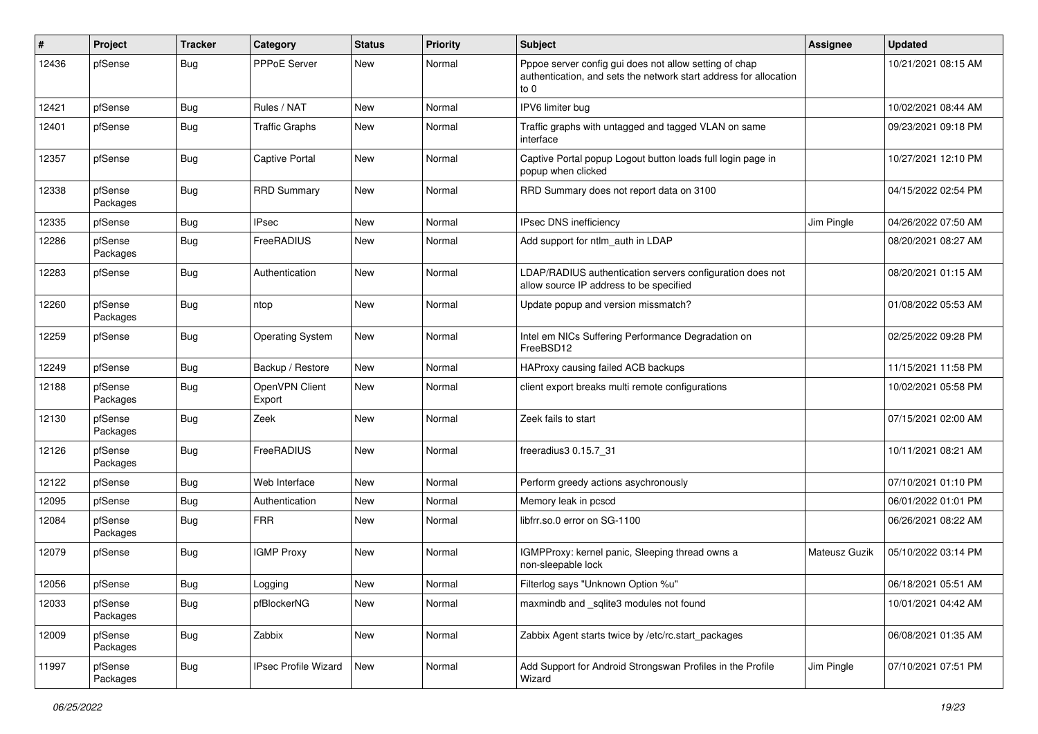| # | Project | Tracker | Category | Status | Priority | Subject | Assignee | Updated |
|---|---|---|---|---|---|---|---|---|
| 12436 | pfSense | Bug | PPPoE Server | New | Normal | Pppoe server config gui does not allow setting of chap authentication, and sets the network start address for allocation to 0 | | 10/21/2021 08:15 AM |
| 12421 | pfSense | Bug | Rules / NAT | New | Normal | IPV6 limiter bug | | 10/02/2021 08:44 AM |
| 12401 | pfSense | Bug | Traffic Graphs | New | Normal | Traffic graphs with untagged and tagged VLAN on same interface | | 09/23/2021 09:18 PM |
| 12357 | pfSense | Bug | Captive Portal | New | Normal | Captive Portal popup Logout button loads full login page in popup when clicked | | 10/27/2021 12:10 PM |
| 12338 | pfSense Packages | Bug | RRD Summary | New | Normal | RRD Summary does not report data on 3100 | | 04/15/2022 02:54 PM |
| 12335 | pfSense | Bug | IPsec | New | Normal | IPsec DNS inefficiency | Jim Pingle | 04/26/2022 07:50 AM |
| 12286 | pfSense Packages | Bug | FreeRADIUS | New | Normal | Add support for ntlm_auth in LDAP | | 08/20/2021 08:27 AM |
| 12283 | pfSense | Bug | Authentication | New | Normal | LDAP/RADIUS authentication servers configuration does not allow source IP address to be specified | | 08/20/2021 01:15 AM |
| 12260 | pfSense Packages | Bug | ntop | New | Normal | Update popup and version missmatch? | | 01/08/2022 05:53 AM |
| 12259 | pfSense | Bug | Operating System | New | Normal | Intel em NICs Suffering Performance Degradation on FreeBSD12 | | 02/25/2022 09:28 PM |
| 12249 | pfSense | Bug | Backup / Restore | New | Normal | HAProxy causing failed ACB backups | | 11/15/2021 11:58 PM |
| 12188 | pfSense Packages | Bug | OpenVPN Client Export | New | Normal | client export breaks multi remote configurations | | 10/02/2021 05:58 PM |
| 12130 | pfSense Packages | Bug | Zeek | New | Normal | Zeek fails to start | | 07/15/2021 02:00 AM |
| 12126 | pfSense Packages | Bug | FreeRADIUS | New | Normal | freeradius3 0.15.7_31 | | 10/11/2021 08:21 AM |
| 12122 | pfSense | Bug | Web Interface | New | Normal | Perform greedy actions asychronously | | 07/10/2021 01:10 PM |
| 12095 | pfSense | Bug | Authentication | New | Normal | Memory leak in pcscd | | 06/01/2022 01:01 PM |
| 12084 | pfSense Packages | Bug | FRR | New | Normal | libfrr.so.0 error on SG-1100 | | 06/26/2021 08:22 AM |
| 12079 | pfSense | Bug | IGMP Proxy | New | Normal | IGMPProxy: kernel panic, Sleeping thread owns a non-sleepable lock | Mateusz Guzik | 05/10/2022 03:14 PM |
| 12056 | pfSense | Bug | Logging | New | Normal | Filterlog says "Unknown Option %u" | | 06/18/2021 05:51 AM |
| 12033 | pfSense Packages | Bug | pfBlockerNG | New | Normal | maxmindb and _sqlite3 modules not found | | 10/01/2021 04:42 AM |
| 12009 | pfSense Packages | Bug | Zabbix | New | Normal | Zabbix Agent starts twice by /etc/rc.start_packages | | 06/08/2021 01:35 AM |
| 11997 | pfSense Packages | Bug | IPsec Profile Wizard | New | Normal | Add Support for Android Strongswan Profiles in the Profile Wizard | Jim Pingle | 07/10/2021 07:51 PM |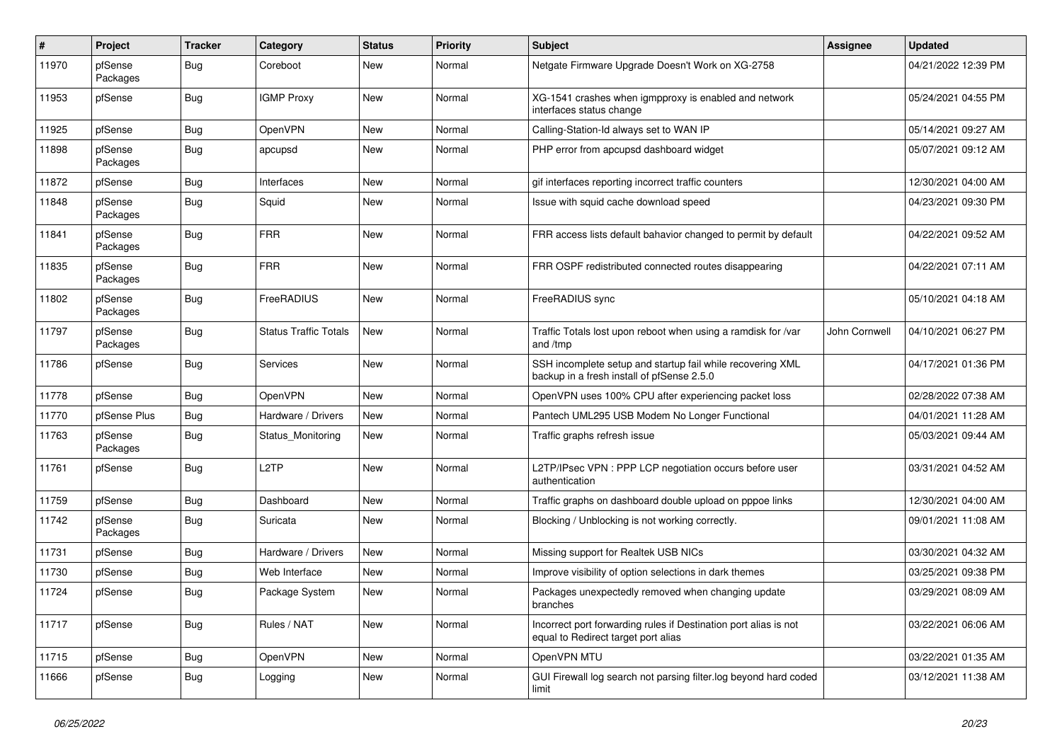| # | Project | Tracker | Category | Status | Priority | Subject | Assignee | Updated |
|---|---|---|---|---|---|---|---|---|
| 11970 | pfSense Packages | Bug | Coreboot | New | Normal | Netgate Firmware Upgrade Doesn't Work on XG-2758 | | 04/21/2022 12:39 PM |
| 11953 | pfSense | Bug | IGMP Proxy | New | Normal | XG-1541 crashes when igmpproxy is enabled and network interfaces status change | | 05/24/2021 04:55 PM |
| 11925 | pfSense | Bug | OpenVPN | New | Normal | Calling-Station-Id always set to WAN IP | | 05/14/2021 09:27 AM |
| 11898 | pfSense Packages | Bug | apcupsd | New | Normal | PHP error from apcupsd dashboard widget | | 05/07/2021 09:12 AM |
| 11872 | pfSense | Bug | Interfaces | New | Normal | gif interfaces reporting incorrect traffic counters | | 12/30/2021 04:00 AM |
| 11848 | pfSense Packages | Bug | Squid | New | Normal | Issue with squid cache download speed | | 04/23/2021 09:30 PM |
| 11841 | pfSense Packages | Bug | FRR | New | Normal | FRR access lists default bahavior changed to permit by default | | 04/22/2021 09:52 AM |
| 11835 | pfSense Packages | Bug | FRR | New | Normal | FRR OSPF redistributed connected routes disappearing | | 04/22/2021 07:11 AM |
| 11802 | pfSense Packages | Bug | FreeRADIUS | New | Normal | FreeRADIUS sync | | 05/10/2021 04:18 AM |
| 11797 | pfSense Packages | Bug | Status Traffic Totals | New | Normal | Traffic Totals lost upon reboot when using a ramdisk for /var and /tmp | John Cornwell | 04/10/2021 06:27 PM |
| 11786 | pfSense | Bug | Services | New | Normal | SSH incomplete setup and startup fail while recovering XML backup in a fresh install of pfSense 2.5.0 | | 04/17/2021 01:36 PM |
| 11778 | pfSense | Bug | OpenVPN | New | Normal | OpenVPN uses 100% CPU after experiencing packet loss | | 02/28/2022 07:38 AM |
| 11770 | pfSense Plus | Bug | Hardware / Drivers | New | Normal | Pantech UML295 USB Modem No Longer Functional | | 04/01/2021 11:28 AM |
| 11763 | pfSense Packages | Bug | Status_Monitoring | New | Normal | Traffic graphs refresh issue | | 05/03/2021 09:44 AM |
| 11761 | pfSense | Bug | L2TP | New | Normal | L2TP/IPsec VPN : PPP LCP negotiation occurs before user authentication | | 03/31/2021 04:52 AM |
| 11759 | pfSense | Bug | Dashboard | New | Normal | Traffic graphs on dashboard double upload on pppoe links | | 12/30/2021 04:00 AM |
| 11742 | pfSense Packages | Bug | Suricata | New | Normal | Blocking / Unblocking is not working correctly. | | 09/01/2021 11:08 AM |
| 11731 | pfSense | Bug | Hardware / Drivers | New | Normal | Missing support for Realtek USB NICs | | 03/30/2021 04:32 AM |
| 11730 | pfSense | Bug | Web Interface | New | Normal | Improve visibility of option selections in dark themes | | 03/25/2021 09:38 PM |
| 11724 | pfSense | Bug | Package System | New | Normal | Packages unexpectedly removed when changing update branches | | 03/29/2021 08:09 AM |
| 11717 | pfSense | Bug | Rules / NAT | New | Normal | Incorrect port forwarding rules if Destination port alias is not equal to Redirect target port alias | | 03/22/2021 06:06 AM |
| 11715 | pfSense | Bug | OpenVPN | New | Normal | OpenVPN MTU | | 03/22/2021 01:35 AM |
| 11666 | pfSense | Bug | Logging | New | Normal | GUI Firewall log search not parsing filter.log beyond hard coded limit | | 03/12/2021 11:38 AM |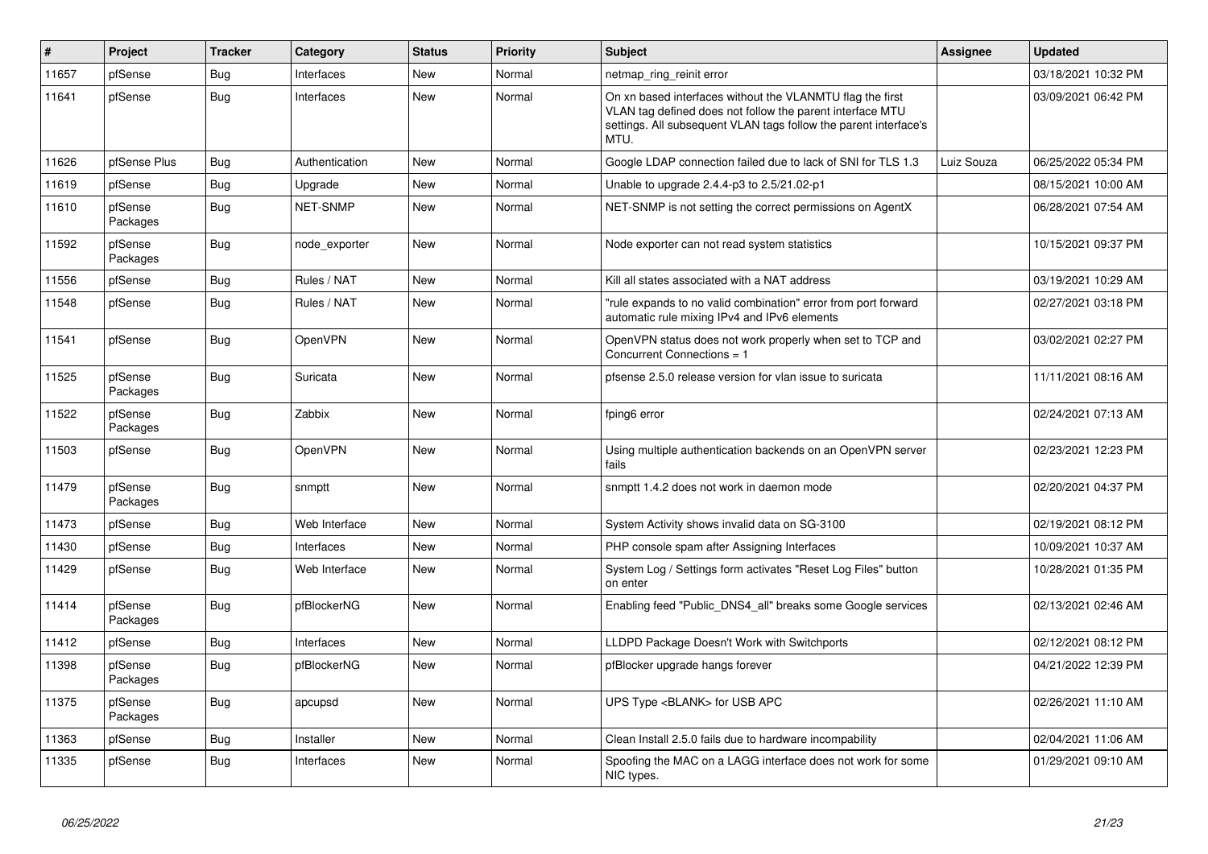| # | Project | Tracker | Category | Status | Priority | Subject | Assignee | Updated |
|---|---|---|---|---|---|---|---|---|
| 11657 | pfSense | Bug | Interfaces | New | Normal | netmap_ring_reinit error | | 03/18/2021 10:32 PM |
| 11641 | pfSense | Bug | Interfaces | New | Normal | On xn based interfaces without the VLANMTU flag the first VLAN tag defined does not follow the parent interface MTU settings. All subsequent VLAN tags follow the parent interface's MTU. | | 03/09/2021 06:42 PM |
| 11626 | pfSense Plus | Bug | Authentication | New | Normal | Google LDAP connection failed due to lack of SNI for TLS 1.3 | Luiz Souza | 06/25/2022 05:34 PM |
| 11619 | pfSense | Bug | Upgrade | New | Normal | Unable to upgrade 2.4.4-p3 to 2.5/21.02-p1 | | 08/15/2021 10:00 AM |
| 11610 | pfSense Packages | Bug | NET-SNMP | New | Normal | NET-SNMP is not setting the correct permissions on AgentX | | 06/28/2021 07:54 AM |
| 11592 | pfSense Packages | Bug | node_exporter | New | Normal | Node exporter can not read system statistics | | 10/15/2021 09:37 PM |
| 11556 | pfSense | Bug | Rules / NAT | New | Normal | Kill all states associated with a NAT address | | 03/19/2021 10:29 AM |
| 11548 | pfSense | Bug | Rules / NAT | New | Normal | "rule expands to no valid combination" error from port forward automatic rule mixing IPv4 and IPv6 elements | | 02/27/2021 03:18 PM |
| 11541 | pfSense | Bug | OpenVPN | New | Normal | OpenVPN status does not work properly when set to TCP and Concurrent Connections = 1 | | 03/02/2021 02:27 PM |
| 11525 | pfSense Packages | Bug | Suricata | New | Normal | pfsense 2.5.0 release version for vlan issue to suricata | | 11/11/2021 08:16 AM |
| 11522 | pfSense Packages | Bug | Zabbix | New | Normal | fping6 error | | 02/24/2021 07:13 AM |
| 11503 | pfSense | Bug | OpenVPN | New | Normal | Using multiple authentication backends on an OpenVPN server fails | | 02/23/2021 12:23 PM |
| 11479 | pfSense Packages | Bug | snmptt | New | Normal | snmptt 1.4.2 does not work in daemon mode | | 02/20/2021 04:37 PM |
| 11473 | pfSense | Bug | Web Interface | New | Normal | System Activity shows invalid data on SG-3100 | | 02/19/2021 08:12 PM |
| 11430 | pfSense | Bug | Interfaces | New | Normal | PHP console spam after Assigning Interfaces | | 10/09/2021 10:37 AM |
| 11429 | pfSense | Bug | Web Interface | New | Normal | System Log / Settings form activates "Reset Log Files" button on enter | | 10/28/2021 01:35 PM |
| 11414 | pfSense Packages | Bug | pfBlockerNG | New | Normal | Enabling feed "Public_DNS4_all" breaks some Google services | | 02/13/2021 02:46 AM |
| 11412 | pfSense | Bug | Interfaces | New | Normal | LLDPD Package Doesn't Work with Switchports | | 02/12/2021 08:12 PM |
| 11398 | pfSense Packages | Bug | pfBlockerNG | New | Normal | pfBlocker upgrade hangs forever | | 04/21/2022 12:39 PM |
| 11375 | pfSense Packages | Bug | apcupsd | New | Normal | UPS Type <BLANK> for USB APC | | 02/26/2021 11:10 AM |
| 11363 | pfSense | Bug | Installer | New | Normal | Clean Install 2.5.0 fails due to hardware incompability | | 02/04/2021 11:06 AM |
| 11335 | pfSense | Bug | Interfaces | New | Normal | Spoofing the MAC on a LAGG interface does not work for some NIC types. | | 01/29/2021 09:10 AM |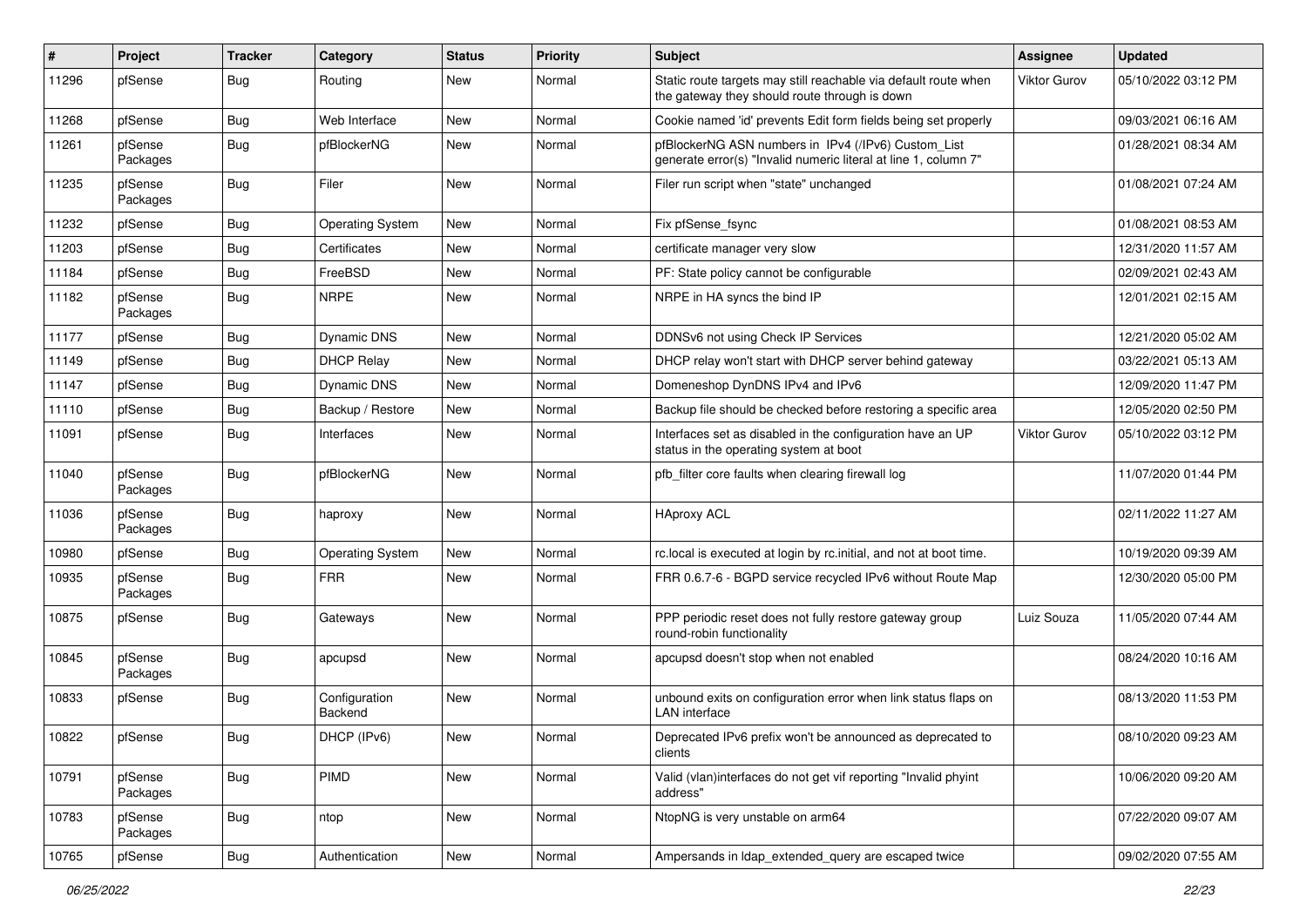| # | Project | Tracker | Category | Status | Priority | Subject | Assignee | Updated |
|---|---|---|---|---|---|---|---|---|
| 11296 | pfSense | Bug | Routing | New | Normal | Static route targets may still reachable via default route when the gateway they should route through is down | Viktor Gurov | 05/10/2022 03:12 PM |
| 11268 | pfSense | Bug | Web Interface | New | Normal | Cookie named 'id' prevents Edit form fields being set properly | | 09/03/2021 06:16 AM |
| 11261 | pfSense Packages | Bug | pfBlockerNG | New | Normal | pfBlockerNG ASN numbers in IPv4 (/IPv6) Custom_List generate error(s) "Invalid numeric literal at line 1, column 7" | | 01/28/2021 08:34 AM |
| 11235 | pfSense Packages | Bug | Filer | New | Normal | Filer run script when "state" unchanged | | 01/08/2021 07:24 AM |
| 11232 | pfSense | Bug | Operating System | New | Normal | Fix pfSense_fsync | | 01/08/2021 08:53 AM |
| 11203 | pfSense | Bug | Certificates | New | Normal | certificate manager very slow | | 12/31/2020 11:57 AM |
| 11184 | pfSense | Bug | FreeBSD | New | Normal | PF: State policy cannot be configurable | | 02/09/2021 02:43 AM |
| 11182 | pfSense Packages | Bug | NRPE | New | Normal | NRPE in HA syncs the bind IP | | 12/01/2021 02:15 AM |
| 11177 | pfSense | Bug | Dynamic DNS | New | Normal | DDNSv6 not using Check IP Services | | 12/21/2020 05:02 AM |
| 11149 | pfSense | Bug | DHCP Relay | New | Normal | DHCP relay won't start with DHCP server behind gateway | | 03/22/2021 05:13 AM |
| 11147 | pfSense | Bug | Dynamic DNS | New | Normal | Domeneshop DynDNS IPv4 and IPv6 | | 12/09/2020 11:47 PM |
| 11110 | pfSense | Bug | Backup / Restore | New | Normal | Backup file should be checked before restoring a specific area | | 12/05/2020 02:50 PM |
| 11091 | pfSense | Bug | Interfaces | New | Normal | Interfaces set as disabled in the configuration have an UP status in the operating system at boot | Viktor Gurov | 05/10/2022 03:12 PM |
| 11040 | pfSense Packages | Bug | pfBlockerNG | New | Normal | pfb_filter core faults when clearing firewall log | | 11/07/2020 01:44 PM |
| 11036 | pfSense Packages | Bug | haproxy | New | Normal | HAproxy ACL | | 02/11/2022 11:27 AM |
| 10980 | pfSense | Bug | Operating System | New | Normal | rc.local is executed at login by rc.initial, and not at boot time. | | 10/19/2020 09:39 AM |
| 10935 | pfSense Packages | Bug | FRR | New | Normal | FRR 0.6.7-6 - BGPD service recycled IPv6 without Route Map | | 12/30/2020 05:00 PM |
| 10875 | pfSense | Bug | Gateways | New | Normal | PPP periodic reset does not fully restore gateway group round-robin functionality | Luiz Souza | 11/05/2020 07:44 AM |
| 10845 | pfSense Packages | Bug | apcupsd | New | Normal | apcupsd doesn't stop when not enabled | | 08/24/2020 10:16 AM |
| 10833 | pfSense | Bug | Configuration Backend | New | Normal | unbound exits on configuration error when link status flaps on LAN interface | | 08/13/2020 11:53 PM |
| 10822 | pfSense | Bug | DHCP (IPv6) | New | Normal | Deprecated IPv6 prefix won't be announced as deprecated to clients | | 08/10/2020 09:23 AM |
| 10791 | pfSense Packages | Bug | PIMD | New | Normal | Valid (vlan)interfaces do not get vif reporting "Invalid phyint address" | | 10/06/2020 09:20 AM |
| 10783 | pfSense Packages | Bug | ntop | New | Normal | NtopNG is very unstable on arm64 | | 07/22/2020 09:07 AM |
| 10765 | pfSense | Bug | Authentication | New | Normal | Ampersands in ldap_extended_query are escaped twice | | 09/02/2020 07:55 AM |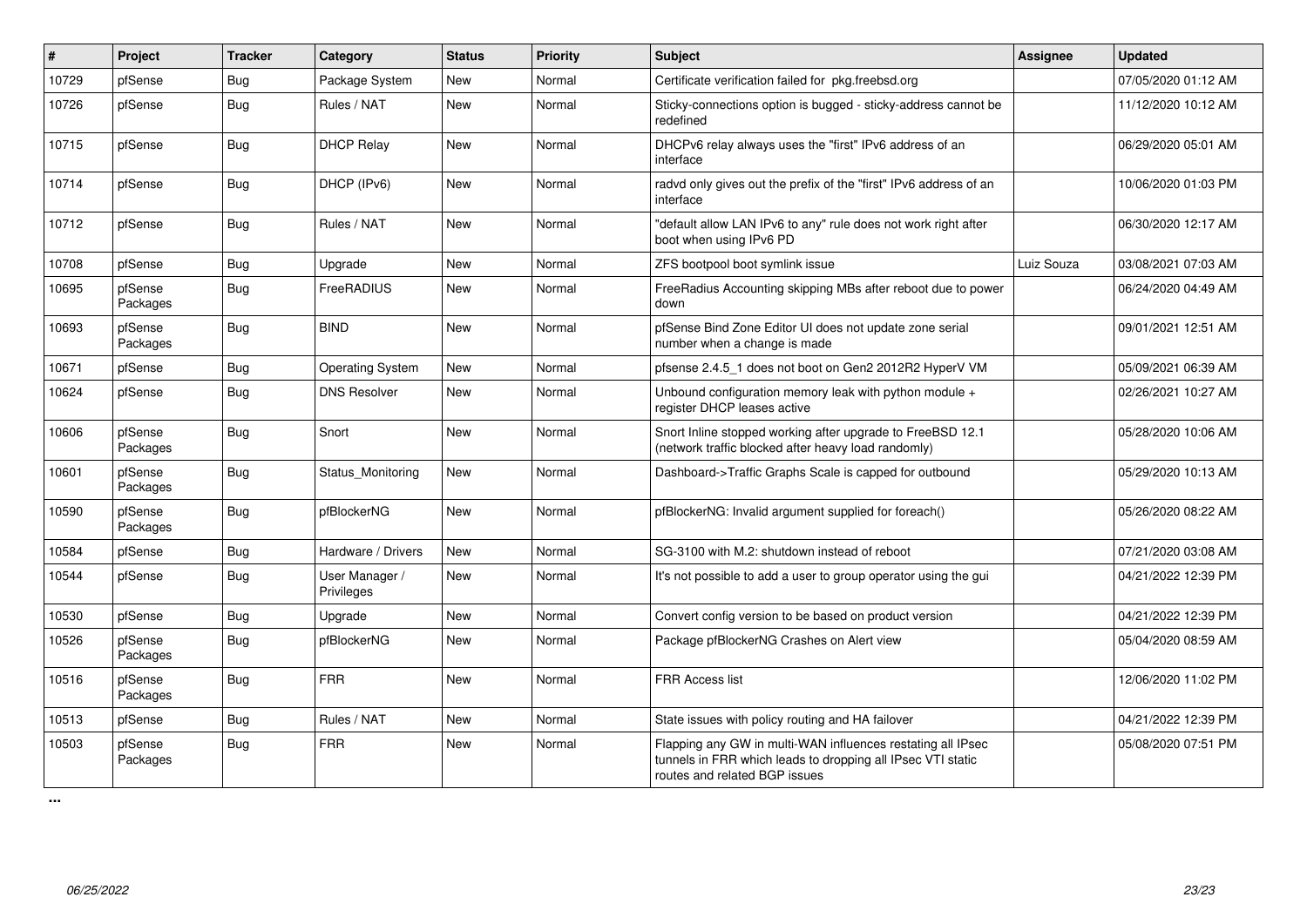| # | Project | Tracker | Category | Status | Priority | Subject | Assignee | Updated |
|---|---|---|---|---|---|---|---|---|
| 10729 | pfSense | Bug | Package System | New | Normal | Certificate verification failed for pkg.freebsd.org | | 07/05/2020 01:12 AM |
| 10726 | pfSense | Bug | Rules / NAT | New | Normal | Sticky-connections option is bugged - sticky-address cannot be redefined | | 11/12/2020 10:12 AM |
| 10715 | pfSense | Bug | DHCP Relay | New | Normal | DHCPv6 relay always uses the "first" IPv6 address of an interface | | 06/29/2020 05:01 AM |
| 10714 | pfSense | Bug | DHCP (IPv6) | New | Normal | radvd only gives out the prefix of the "first" IPv6 address of an interface | | 10/06/2020 01:03 PM |
| 10712 | pfSense | Bug | Rules / NAT | New | Normal | "default allow LAN IPv6 to any" rule does not work right after boot when using IPv6 PD | | 06/30/2020 12:17 AM |
| 10708 | pfSense | Bug | Upgrade | New | Normal | ZFS bootpool boot symlink issue | Luiz Souza | 03/08/2021 07:03 AM |
| 10695 | pfSense Packages | Bug | FreeRADIUS | New | Normal | FreeRadius Accounting skipping MBs after reboot due to power down | | 06/24/2020 04:49 AM |
| 10693 | pfSense Packages | Bug | BIND | New | Normal | pfSense Bind Zone Editor UI does not update zone serial number when a change is made | | 09/01/2021 12:51 AM |
| 10671 | pfSense | Bug | Operating System | New | Normal | pfsense 2.4.5_1 does not boot on Gen2 2012R2 HyperV VM | | 05/09/2021 06:39 AM |
| 10624 | pfSense | Bug | DNS Resolver | New | Normal | Unbound configuration memory leak with python module + register DHCP leases active | | 02/26/2021 10:27 AM |
| 10606 | pfSense Packages | Bug | Snort | New | Normal | Snort Inline stopped working after upgrade to FreeBSD 12.1 (network traffic blocked after heavy load randomly) | | 05/28/2020 10:06 AM |
| 10601 | pfSense Packages | Bug | Status_Monitoring | New | Normal | Dashboard->Traffic Graphs Scale is capped for outbound | | 05/29/2020 10:13 AM |
| 10590 | pfSense Packages | Bug | pfBlockerNG | New | Normal | pfBlockerNG: Invalid argument supplied for foreach() | | 05/26/2020 08:22 AM |
| 10584 | pfSense | Bug | Hardware / Drivers | New | Normal | SG-3100 with M.2: shutdown instead of reboot | | 07/21/2020 03:08 AM |
| 10544 | pfSense | Bug | User Manager / Privileges | New | Normal | It's not possible to add a user to group operator using the gui | | 04/21/2022 12:39 PM |
| 10530 | pfSense | Bug | Upgrade | New | Normal | Convert config version to be based on product version | | 04/21/2022 12:39 PM |
| 10526 | pfSense Packages | Bug | pfBlockerNG | New | Normal | Package pfBlockerNG Crashes on Alert view | | 05/04/2020 08:59 AM |
| 10516 | pfSense Packages | Bug | FRR | New | Normal | FRR Access list | | 12/06/2020 11:02 PM |
| 10513 | pfSense | Bug | Rules / NAT | New | Normal | State issues with policy routing and HA failover | | 04/21/2022 12:39 PM |
| 10503 | pfSense Packages | Bug | FRR | New | Normal | Flapping any GW in multi-WAN influences restating all IPsec tunnels in FRR which leads to dropping all IPsec VTI static routes and related BGP issues | | 05/08/2020 07:51 PM |

...